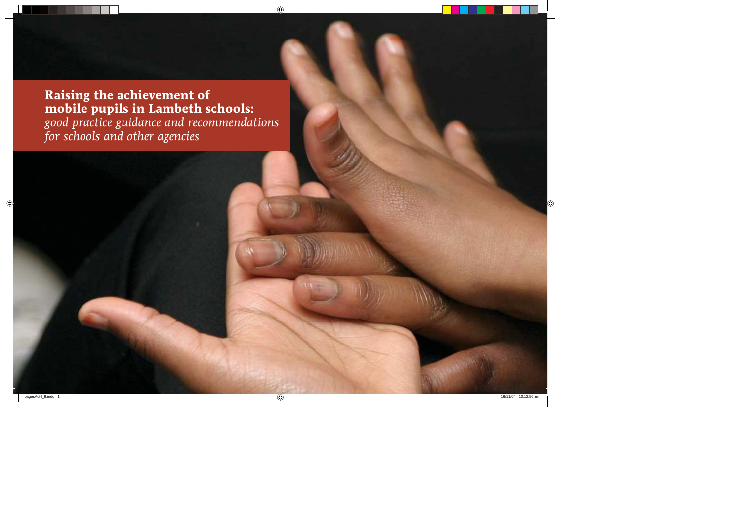# Raising the achievement of mobile pupils in Lambeth schools:

*good practice guidance and recommendations for schools and other agencies*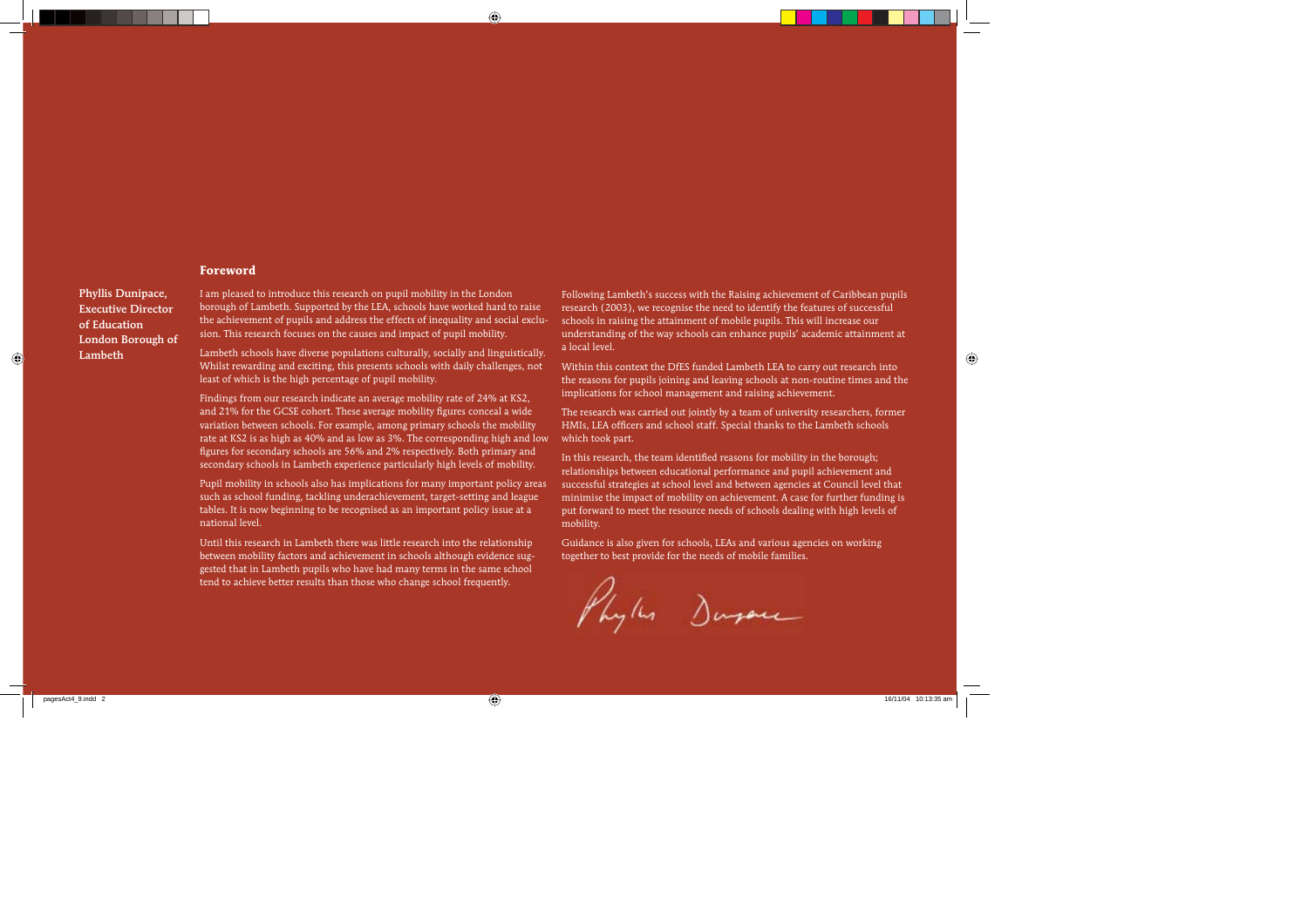## Foreword

**Phyllis Dunipace, Executive Director of Education London Borough of Lambeth**

I am pleased to introduce this research on pupil mobility in the London borough of Lambeth. Supported by the LEA, schools have worked hard to raise the achievement of pupils and address the effects of inequality and social exclusion. This research focuses on the causes and impact of pupil mobility.

Lambeth schools have diverse populations culturally, socially and linguistically. Whilst rewarding and exciting, this presents schools with daily challenges, not least of which is the high percentage of pupil mobility.

Findings from our research indicate an average mobility rate of 24% at KS2, and 21% for the GCSE cohort. These average mobility figures conceal a wide variation between schools. For example, among primary schools the mobility rate at KS2 is as high as 40% and as low as 3%. The corresponding high and low figures for secondary schools are 56% and 2% respectively. Both primary and secondary schools in Lambeth experience particularly high levels of mobility.

Pupil mobility in schools also has implications for many important policy areas such as school funding, tackling underachievement, target-setting and league tables. It is now beginning to be recognised as an important policy issue at a national level.

Until this research in Lambeth there was little research into the relationship between mobility factors and achievement in schools although evidence suggested that in Lambeth pupils who have had many terms in the same school tend to achieve better results than those who change school frequently.

Following Lambeth's success with the Raising achievement of Caribbean pupils research (2003), we recognise the need to identify the features of successful schools in raising the attainment of mobile pupils. This will increase our understanding of the way schools can enhance pupils' academic attainment at a local level.

Within this context the DfES funded Lambeth LEA to carry out research into the reasons for pupils joining and leaving schools at non-routine times and the implications for school management and raising achievement.

The research was carried out jointly by a team of university researchers, former HMIs, LEA officers and school staff. Special thanks to the Lambeth schools which took part.

In this research, the team identified reasons for mobility in the borough; relationships between educational performance and pupil achievement and successful strategies at school level and between agencies at Council level that minimise the impact of mobility on achievement. A case for further funding is put forward to meet the resource needs of schools dealing with high levels of mobility.

Guidance is also given for schools, LEAs and various agencies on working together to best provide for the needs of mobile families.

Phyllis Dunipace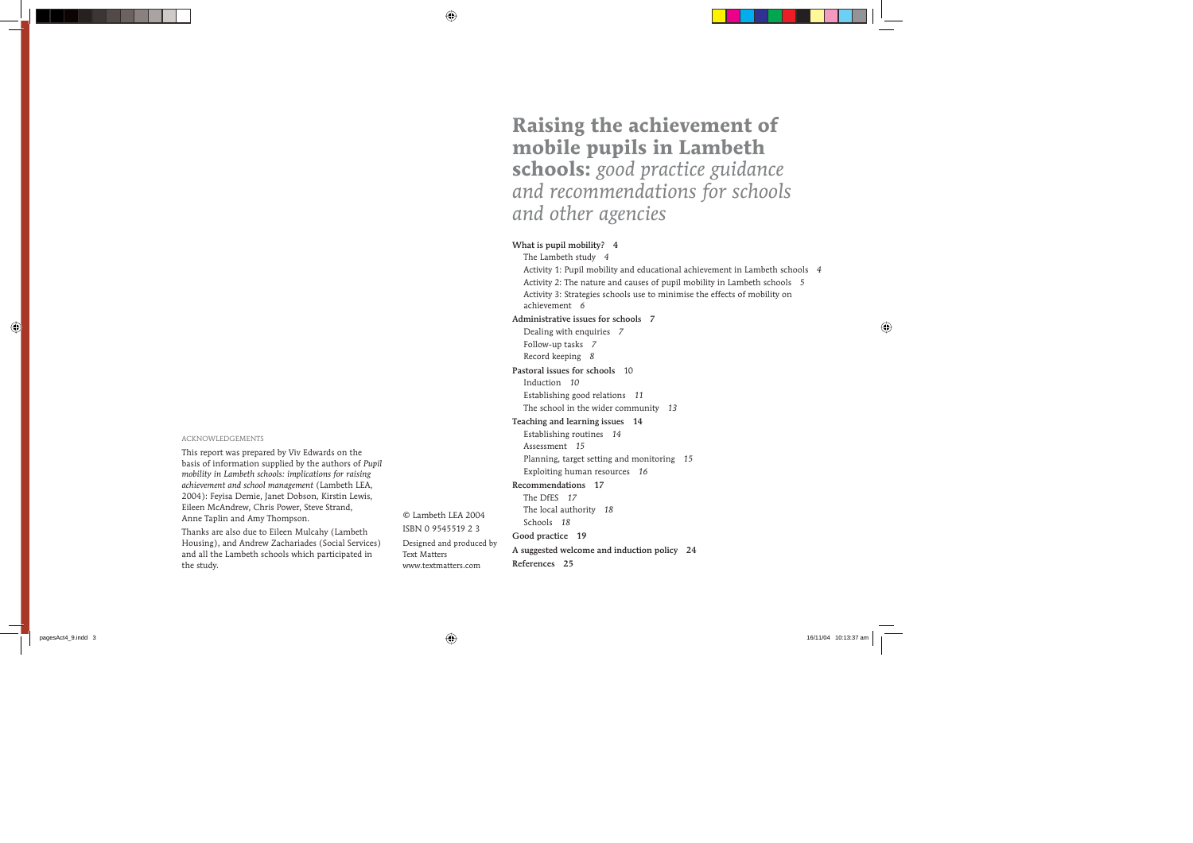# Raising the achievement of mobile pupils in Lambeth schools: *good practice guidance and recommendations for schools and other agencies*

**What is pupil mobility? 4**

- The Lambeth study *4*
- Activity 1: Pupil mobility and educational achievement in Lambeth schools *4*
- Activity 2: The nature and causes of pupil mobility in Lambeth schools *5*
- Activity 3: Strategies schools use to minimise the effects of mobility on achievement *6*

**Administrative issues for schools 7**

- Dealing with enquiries *7*
- Follow-up tasks *7*
- Record keeping *8*

**Pastoral issues for schools** 10

- Induction *10*
- Establishing good relations *11*
- The school in the wider community *13*

**Teaching and learning issues 14**

- Establishing routines *14*
- Assessment *15*
- Planning, target setting and monitoring *15*
- Exploiting human resources *16*

**Recommendations 17**

- The DfES *17*
- The local authority *18*
- Schools *18*

**Good practice 19**

**A suggested welcome and induction policy 24**

**References 25**

ACKNOWLEDGEMENTS

This report was prepared by Viv Edwards on the basis of information supplied by the authors of *Pupil mobility in Lambeth schools: implications for raising achievement and school management* (Lambeth LEA, 2004): Feyisa Demie, Janet Dobson, Kirstin Lewis, Eileen McAndrew, Chris Power, Steve Strand, Anne Taplin and Amy Thompson.

Thanks are also due to Eileen Mulcahy (Lambeth Housing), and Andrew Zachariades (Social Services) and all the Lambeth schools which participated in the study.

© Lambeth LEA 2004

ISBN 0 9545519 2 3

Designed and produced by Text Matters
www.textmatters.com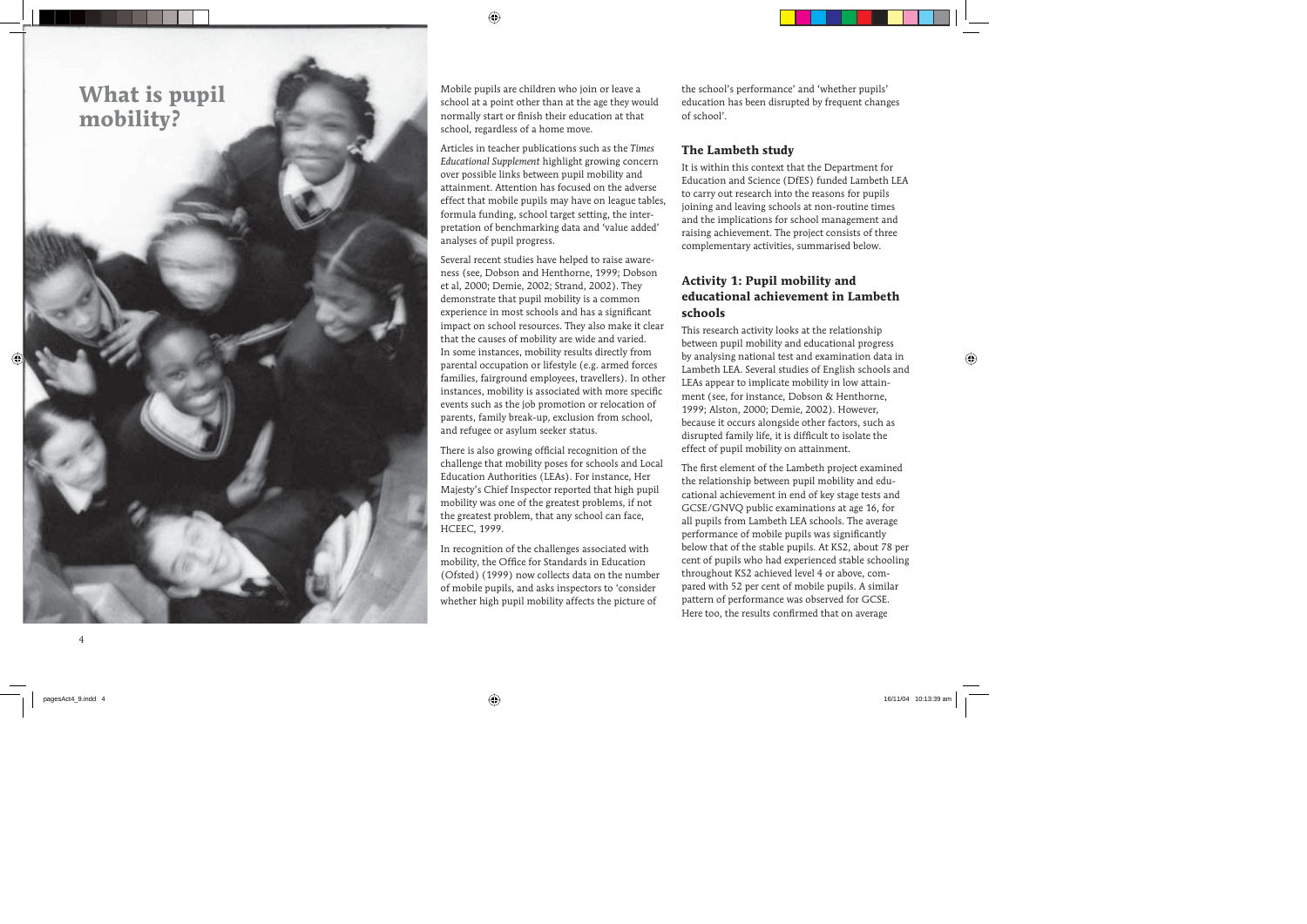# What is pupil mobility?

Mobile pupils are children who join or leave a school at a point other than at the age they would normally start or finish their education at that school, regardless of a home move.

Articles in teacher publications such as the *Times Educational Supplement* highlight growing concern over possible links between pupil mobility and attainment. Attention has focused on the adverse effect that mobile pupils may have on league tables, formula funding, school target setting, the interpretation of benchmarking data and 'value added' analyses of pupil progress.

Several recent studies have helped to raise awareness (see, Dobson and Henthorne, 1999; Dobson et al, 2000; Demie, 2002; Strand, 2002). They demonstrate that pupil mobility is a common experience in most schools and has a significant impact on school resources. They also make it clear that the causes of mobility are wide and varied. In some instances, mobility results directly from parental occupation or lifestyle (e.g. armed forces families, fairground employees, travellers). In other instances, mobility is associated with more specific events such as the job promotion or relocation of parents, family break-up, exclusion from school, and refugee or asylum seeker status.

There is also growing official recognition of the challenge that mobility poses for schools and Local Education Authorities (LEAs). For instance, Her Majesty's Chief Inspector reported that high pupil mobility was one of the greatest problems, if not the greatest problem, that any school can face, HCEEC, 1999.

In recognition of the challenges associated with mobility, the Office for Standards in Education (Ofsted) (1999) now collects data on the number of mobile pupils, and asks inspectors to 'consider whether high pupil mobility affects the picture of the school's performance' and 'whether pupils' education has been disrupted by frequent changes of school'.

## The Lambeth study

It is within this context that the Department for Education and Science (DfES) funded Lambeth LEA to carry out research into the reasons for pupils joining and leaving schools at non-routine times and the implications for school management and raising achievement. The project consists of three complementary activities, summarised below.

## Activity 1: Pupil mobility and educational achievement in Lambeth schools

This research activity looks at the relationship between pupil mobility and educational progress by analysing national test and examination data in Lambeth LEA. Several studies of English schools and LEAs appear to implicate mobility in low attainment (see, for instance, Dobson & Henthorne, 1999; Alston, 2000; Demie, 2002). However, because it occurs alongside other factors, such as disrupted family life, it is difficult to isolate the effect of pupil mobility on attainment.

The first element of the Lambeth project examined the relationship between pupil mobility and educational achievement in end of key stage tests and GCSE/GNVQ public examinations at age 16, for all pupils from Lambeth LEA schools. The average performance of mobile pupils was significantly below that of the stable pupils. At KS2, about 78 per cent of pupils who had experienced stable schooling throughout KS2 achieved level 4 or above, compared with 52 per cent of mobile pupils. A similar pattern of performance was observed for GCSE. Here too, the results confirmed that on average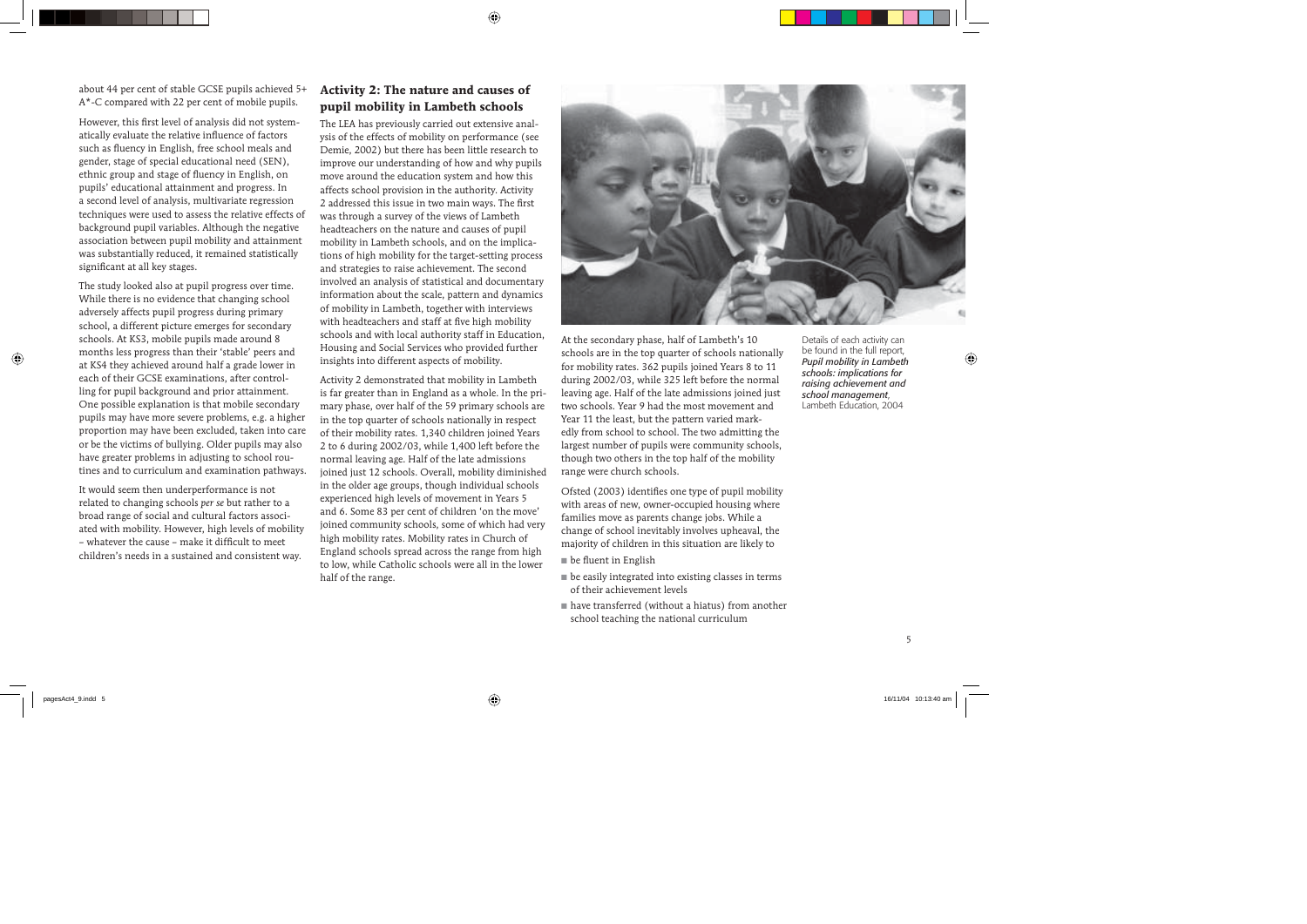about 44 per cent of stable GCSE pupils achieved 5+ A*-C compared with 22 per cent of mobile pupils.

However, this first level of analysis did not systematically evaluate the relative influence of factors such as fluency in English, free school meals and gender, stage of special educational need (SEN), ethnic group and stage of fluency in English, on pupils' educational attainment and progress. In a second level of analysis, multivariate regression techniques were used to assess the relative effects of background pupil variables. Although the negative association between pupil mobility and attainment was substantially reduced, it remained statistically significant at all key stages.

The study looked also at pupil progress over time. While there is no evidence that changing school adversely affects pupil progress during primary school, a different picture emerges for secondary schools. At KS3, mobile pupils made around 8 months less progress than their 'stable' peers and at KS4 they achieved around half a grade lower in each of their GCSE examinations, after controlling for pupil background and prior attainment. One possible explanation is that mobile secondary pupils may have more severe problems, e.g. a higher proportion may have been excluded, taken into care or be the victims of bullying. Older pupils may also have greater problems in adjusting to school routines and to curriculum and examination pathways.

It would seem then underperformance is not related to changing schools *per se* but rather to a broad range of social and cultural factors associated with mobility. However, high levels of mobility – whatever the cause – make it difficult to meet children's needs in a sustained and consistent way.

## Activity 2: The nature and causes of pupil mobility in Lambeth schools

The LEA has previously carried out extensive analysis of the effects of mobility on performance (see Demie, 2002) but there has been little research to improve our understanding of how and why pupils move around the education system and how this affects school provision in the authority. Activity 2 addressed this issue in two main ways. The first was through a survey of the views of Lambeth headteachers on the nature and causes of pupil mobility in Lambeth schools, and on the implications of high mobility for the target-setting process and strategies to raise achievement. The second involved an analysis of statistical and documentary information about the scale, pattern and dynamics of mobility in Lambeth, together with interviews with headteachers and staff at five high mobility schools and with local authority staff in Education, Housing and Social Services who provided further insights into different aspects of mobility.

Activity 2 demonstrated that mobility in Lambeth is far greater than in England as a whole. In the primary phase, over half of the 59 primary schools are in the top quarter of schools nationally in respect of their mobility rates. 1,340 children joined Years 2 to 6 during 2002/03, while 1,400 left before the normal leaving age. Half of the late admissions joined just 12 schools. Overall, mobility diminished in the older age groups, though individual schools experienced high levels of movement in Years 5 and 6. Some 83 per cent of children 'on the move' joined community schools, some of which had very high mobility rates. Mobility rates in Church of England schools spread across the range from high to low, while Catholic schools were all in the lower half of the range.

At the secondary phase, half of Lambeth's 10 schools are in the top quarter of schools nationally for mobility rates. 362 pupils joined Years 8 to 11 during 2002/03, while 325 left before the normal leaving age. Half of the late admissions joined just two schools. Year 9 had the most movement and Year 11 the least, but the pattern varied markedly from school to school. The two admitting the largest number of pupils were community schools, though two others in the top half of the mobility range were church schools.

Ofsted (2003) identifies one type of pupil mobility with areas of new, owner-occupied housing where families move as parents change jobs. While a change of school inevitably involves upheaval, the majority of children in this situation are likely to

- be fluent in English
- be easily integrated into existing classes in terms of their achievement levels
- have transferred (without a hiatus) from another school teaching the national curriculum

Details of each activity can be found in the full report, ***Pupil mobility in Lambeth schools: implications for raising achievement and school management***, Lambeth Education, 2004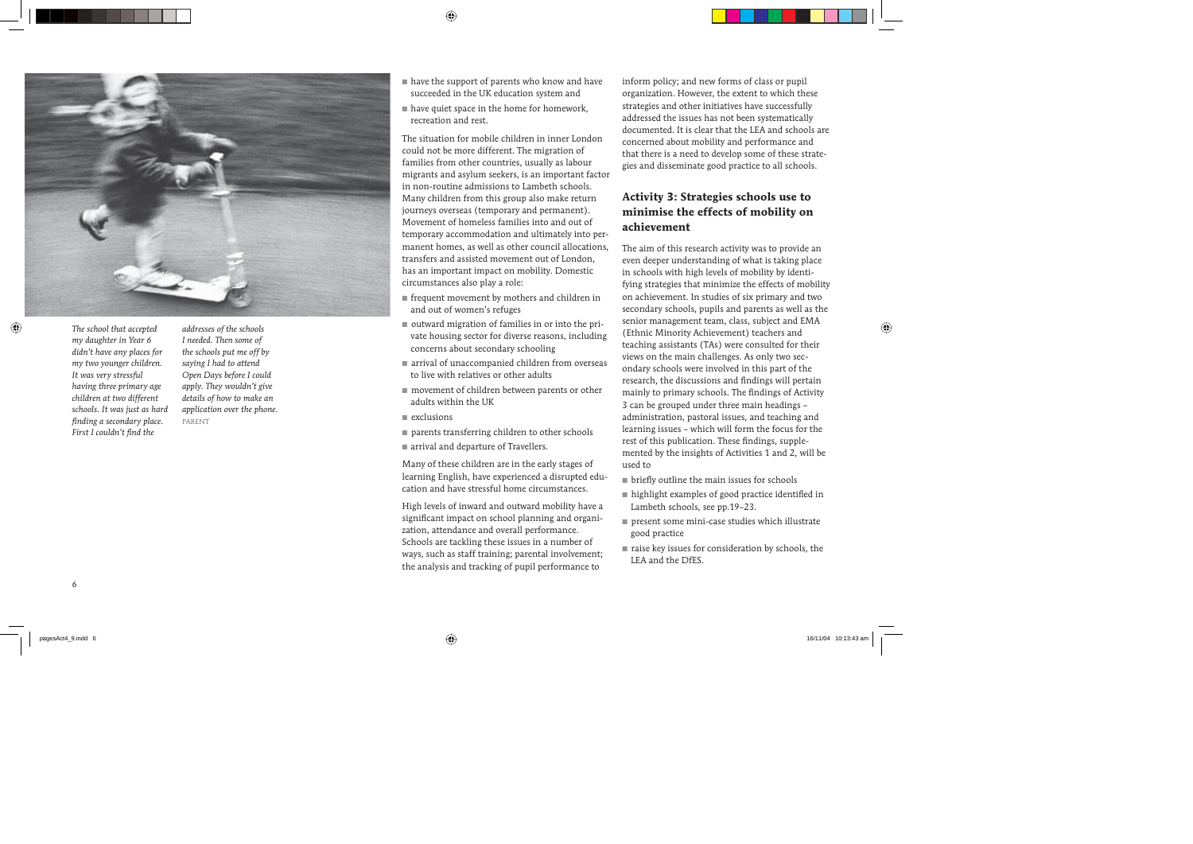*The school that accepted my daughter in Year 6 didn't have any places for my two younger children. It was very stressful having three primary age children at two different schools. It was just as hard finding a secondary place. First I couldn't find the addresses of the schools I needed. Then some of the schools put me off by saying I had to attend Open Days before I could apply. They wouldn't give details of how to make an application over the phone.*
PARENT

- have the support of parents who know and have succeeded in the UK education system and
- have quiet space in the home for homework, recreation and rest.

The situation for mobile children in inner London could not be more different. The migration of families from other countries, usually as labour migrants and asylum seekers, is an important factor in non-routine admissions to Lambeth schools. Many children from this group also make return journeys overseas (temporary and permanent). Movement of homeless families into and out of temporary accommodation and ultimately into permanent homes, as well as other council allocations, transfers and assisted movement out of London, has an important impact on mobility. Domestic circumstances also play a role:

- frequent movement by mothers and children in and out of women's refuges
- outward migration of families in or into the private housing sector for diverse reasons, including concerns about secondary schooling
- arrival of unaccompanied children from overseas to live with relatives or other adults
- movement of children between parents or other adults within the UK
- exclusions
- parents transferring children to other schools
- arrival and departure of Travellers.

Many of these children are in the early stages of learning English, have experienced a disrupted education and have stressful home circumstances.

High levels of inward and outward mobility have a significant impact on school planning and organization, attendance and overall performance. Schools are tackling these issues in a number of ways, such as staff training; parental involvement; the analysis and tracking of pupil performance to inform policy; and new forms of class or pupil organization. However, the extent to which these strategies and other initiatives have successfully addressed the issues has not been systematically documented. It is clear that the LEA and schools are concerned about mobility and performance and that there is a need to develop some of these strategies and disseminate good practice to all schools.

## Activity 3: Strategies schools use to minimise the effects of mobility on achievement

The aim of this research activity was to provide an even deeper understanding of what is taking place in schools with high levels of mobility by identifying strategies that minimize the effects of mobility on achievement. In studies of six primary and two secondary schools, pupils and parents as well as the senior management team, class, subject and EMA (Ethnic Minority Achievement) teachers and teaching assistants (TAs) were consulted for their views on the main challenges. As only two secondary schools were involved in this part of the research, the discussions and findings will pertain mainly to primary schools. The findings of Activity 3 can be grouped under three main headings – administration, pastoral issues, and teaching and learning issues – which will form the focus for the rest of this publication. These findings, supplemented by the insights of Activities 1 and 2, will be used to

- briefly outline the main issues for schools
- highlight examples of good practice identified in Lambeth schools, see pp.19–23.
- present some mini-case studies which illustrate good practice
- raise key issues for consideration by schools, the LEA and the DfES.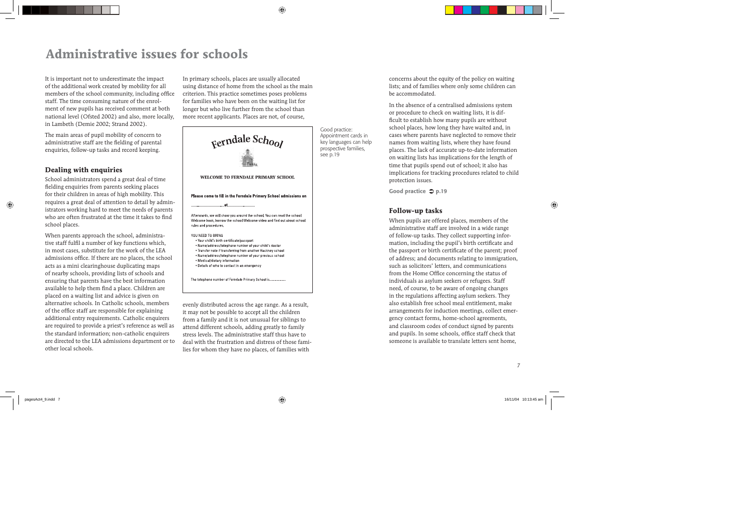# Administrative issues for schools

It is important not to underestimate the impact of the additional work created by mobility for all members of the school community, including office staff. The time consuming nature of the enrolment of new pupils has received comment at both national level (Ofsted 2002) and also, more locally, in Lambeth (Demie 2002; Strand 2002).

The main areas of pupil mobility of concern to administrative staff are the fielding of parental enquiries, follow-up tasks and record keeping.

## Dealing with enquiries

School administrators spend a great deal of time fielding enquiries from parents seeking places for their children in areas of high mobility. This requires a great deal of attention to detail by administrators working hard to meet the needs of parents who are often frustrated at the time it takes to find school places.

When parents approach the school, administrative staff fulfil a number of key functions which, in most cases, substitute for the work of the LEA admissions office. If there are no places, the school acts as a mini clearinghouse duplicating maps of nearby schools, providing lists of schools and ensuring that parents have the best information available to help them find a place. Children are placed on a waiting list and advice is given on alternative schools. In Catholic schools, members of the office staff are responsible for explaining additional entry requirements. Catholic enquirers are required to provide a priest's reference as well as the standard information; non-catholic enquirers are directed to the LEA admissions department or to other local schools.

In primary schools, places are usually allocated using distance of home from the school as the main criterion. This practice sometimes poses problems for families who have been on the waiting list for longer but who live further from the school than more recent applicants. Places are not, of course,

Ferndale School

WELCOME TO FERNDALE PRIMARY SCHOOL

Please come to fill in the Ferndale Primary School admissions on

......................... at .........................

Afterwards, we will show you around the school. You can read the school Welcome book, borrow the school Welcome video and find out about school rules and procedures.

YOU NEED TO BRING

- Your child's birth certificate/passport
- Name/address/telephone number of your child's doctor
- Transfer note if transferring from another Hackney school
- Name/address/telephone number of your previous school
- Medical/dietary information
- Details of who to contact in an emergency

The telephone number of Ferndale Primary School is...............

Good practice: Appointment cards in key languages can help prospective families, see p.19

evenly distributed across the age range. As a result, it may not be possible to accept all the children from a family and it is not unusual for siblings to attend different schools, adding greatly to family stress levels. The administrative staff thus have to deal with the frustration and distress of those families for whom they have no places, of families with concerns about the equity of the policy on waiting lists; and of families where only some children can be accommodated.

In the absence of a centralised admissions system or procedure to check on waiting lists, it is difficult to establish how many pupils are without school places, how long they have waited and, in cases where parents have neglected to remove their names from waiting lists, where they have found places. The lack of accurate up-to-date information on waiting lists has implications for the length of time that pupils spend out of school; it also has implications for tracking procedures related to child protection issues.

**Good practice ➲ p.19**

## Follow-up tasks

When pupils are offered places, members of the administrative staff are involved in a wide range of follow-up tasks. They collect supporting information, including the pupil's birth certificate and the passport or birth certificate of the parent; proof of address; and documents relating to immigration, such as solicitors' letters, and communications from the Home Office concerning the status of individuals as asylum seekers or refugees. Staff need, of course, to be aware of ongoing changes in the regulations affecting asylum seekers. They also establish free school meal entitlement, make arrangements for induction meetings, collect emergency contact forms, home-school agreements, and classroom codes of conduct signed by parents and pupils. In some schools, office staff check that someone is available to translate letters sent home,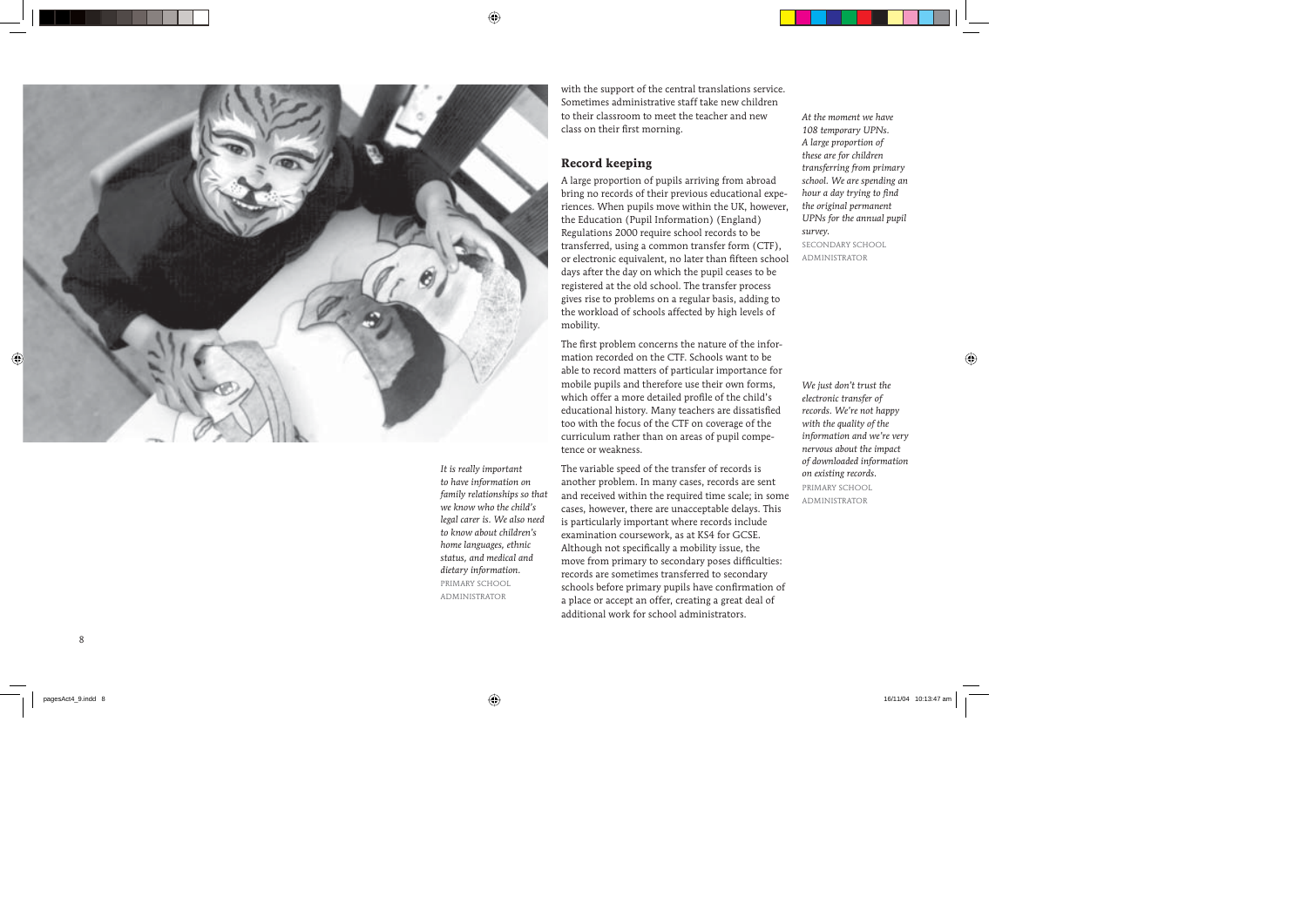with the support of the central translations service. Sometimes administrative staff take new children to their classroom to meet the teacher and new class on their first morning.

*At the moment we have 108 temporary UPNs. A large proportion of these are for children transferring from primary school. We are spending an hour a day trying to find the original permanent UPNs for the annual pupil survey.*
SECONDARY SCHOOL ADMINISTRATOR

## Record keeping

A large proportion of pupils arriving from abroad bring no records of their previous educational experiences. When pupils move within the UK, however, the Education (Pupil Information) (England) Regulations 2000 require school records to be transferred, using a common transfer form (CTF), or electronic equivalent, no later than fifteen school days after the day on which the pupil ceases to be registered at the old school. The transfer process gives rise to problems on a regular basis, adding to the workload of schools affected by high levels of mobility.

The first problem concerns the nature of the information recorded on the CTF. Schools want to be able to record matters of particular importance for mobile pupils and therefore use their own forms, which offer a more detailed profile of the child's educational history. Many teachers are dissatisfied too with the focus of the CTF on coverage of the curriculum rather than on areas of pupil competence or weakness.

*We just don't trust the electronic transfer of records. We're not happy with the quality of the information and we're very nervous about the impact of downloaded information on existing records.*
PRIMARY SCHOOL ADMINISTRATOR

*It is really important to have information on family relationships so that we know who the child's legal carer is. We also need to know about children's home languages, ethnic status, and medical and dietary information.*
PRIMARY SCHOOL ADMINISTRATOR

The variable speed of the transfer of records is another problem. In many cases, records are sent and received within the required time scale; in some cases, however, there are unacceptable delays. This is particularly important where records include examination coursework, as at KS4 for GCSE. Although not specifically a mobility issue, the move from primary to secondary poses difficulties: records are sometimes transferred to secondary schools before primary pupils have confirmation of a place or accept an offer, creating a great deal of additional work for school administrators.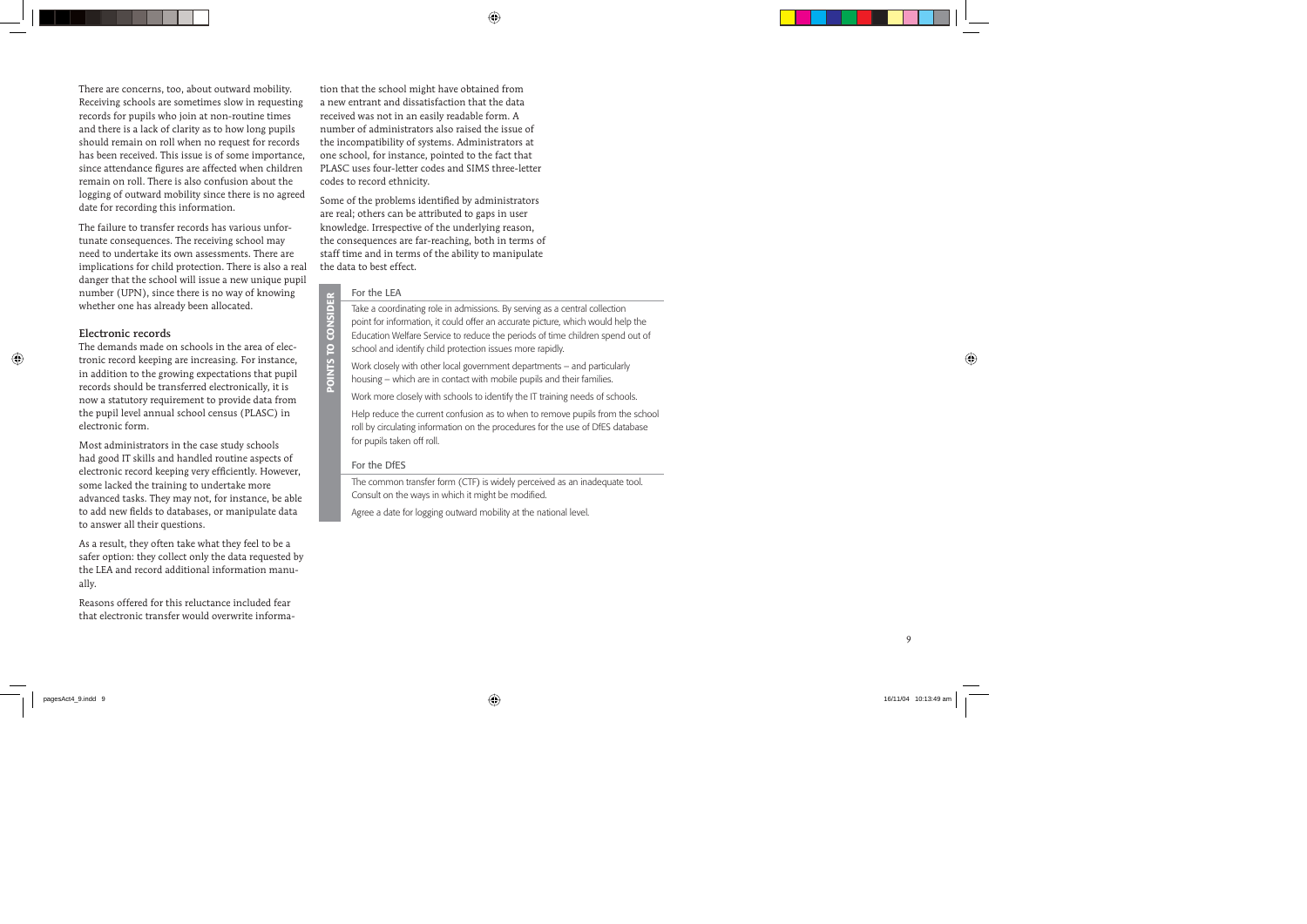There are concerns, too, about outward mobility. Receiving schools are sometimes slow in requesting records for pupils who join at non-routine times and there is a lack of clarity as to how long pupils should remain on roll when no request for records has been received. This issue is of some importance, since attendance figures are affected when children remain on roll. There is also confusion about the logging of outward mobility since there is no agreed date for recording this information.

The failure to transfer records has various unfortunate consequences. The receiving school may need to undertake its own assessments. There are implications for child protection. There is also a real danger that the school will issue a new unique pupil number (UPN), since there is no way of knowing whether one has already been allocated.

### Electronic records

The demands made on schools in the area of electronic record keeping are increasing. For instance, in addition to the growing expectations that pupil records should be transferred electronically, it is now a statutory requirement to provide data from the pupil level annual school census (PLASC) in electronic form.

Most administrators in the case study schools had good IT skills and handled routine aspects of electronic record keeping very efficiently. However, some lacked the training to undertake more advanced tasks. They may not, for instance, be able to add new fields to databases, or manipulate data to answer all their questions.

As a result, they often take what they feel to be a safer option: they collect only the data requested by the LEA and record additional information manually.

Reasons offered for this reluctance included fear that electronic transfer would overwrite information that the school might have obtained from a new entrant and dissatisfaction that the data received was not in an easily readable form. A number of administrators also raised the issue of the incompatibility of systems. Administrators at one school, for instance, pointed to the fact that PLASC uses four-letter codes and SIMS three-letter codes to record ethnicity.

Some of the problems identified by administrators are real; others can be attributed to gaps in user knowledge. Irrespective of the underlying reason, the consequences are far-reaching, both in terms of staff time and in terms of the ability to manipulate the data to best effect.

**POINTS TO CONSIDER**

**For the LEA**

Take a coordinating role in admissions. By serving as a central collection point for information, it could offer an accurate picture, which would help the Education Welfare Service to reduce the periods of time children spend out of school and identify child protection issues more rapidly.

Work closely with other local government departments – and particularly housing – which are in contact with mobile pupils and their families.

Work more closely with schools to identify the IT training needs of schools.

Help reduce the current confusion as to when to remove pupils from the school roll by circulating information on the procedures for the use of DfES database for pupils taken off roll.

**For the DfES**

The common transfer form (CTF) is widely perceived as an inadequate tool. Consult on the ways in which it might be modified.

Agree a date for logging outward mobility at the national level.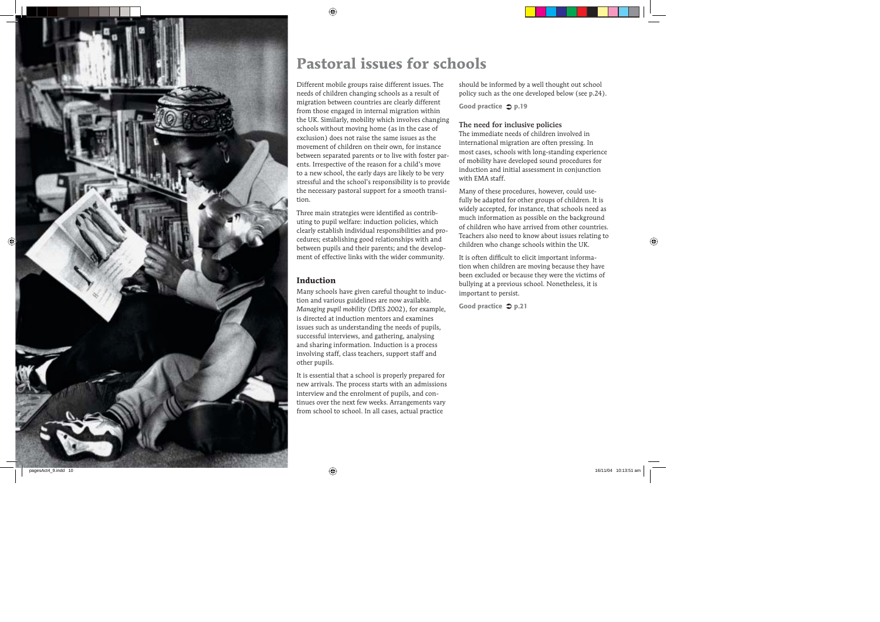# Pastoral issues for schools

Different mobile groups raise different issues. The needs of children changing schools as a result of migration between countries are clearly different from those engaged in internal migration within the UK. Similarly, mobility which involves changing schools without moving home (as in the case of exclusion) does not raise the same issues as the movement of children on their own, for instance between separated parents or to live with foster parents. Irrespective of the reason for a child's move to a new school, the early days are likely to be very stressful and the school's responsibility is to provide the necessary pastoral support for a smooth transition.

Three main strategies were identified as contributing to pupil welfare: induction policies, which clearly establish individual responsibilities and procedures; establishing good relationships with and between pupils and their parents; and the development of effective links with the wider community.

## Induction

Many schools have given careful thought to induction and various guidelines are now available. *Managing pupil mobility* (DfES 2002), for example, is directed at induction mentors and examines issues such as understanding the needs of pupils, successful interviews, and gathering, analysing and sharing information. Induction is a process involving staff, class teachers, support staff and other pupils.

It is essential that a school is properly prepared for new arrivals. The process starts with an admissions interview and the enrolment of pupils, and continues over the next few weeks. Arrangements vary from school to school. In all cases, actual practice should be informed by a well thought out school policy such as the one developed below (see p.24).

**Good practice ➲ p.19**

### The need for inclusive policies

The immediate needs of children involved in international migration are often pressing. In most cases, schools with long-standing experience of mobility have developed sound procedures for induction and initial assessment in conjunction with EMA staff.

Many of these procedures, however, could usefully be adapted for other groups of children. It is widely accepted, for instance, that schools need as much information as possible on the background of children who have arrived from other countries. Teachers also need to know about issues relating to children who change schools within the UK.

It is often difficult to elicit important information when children are moving because they have been excluded or because they were the victims of bullying at a previous school. Nonetheless, it is important to persist.

**Good practice ➲ p.21**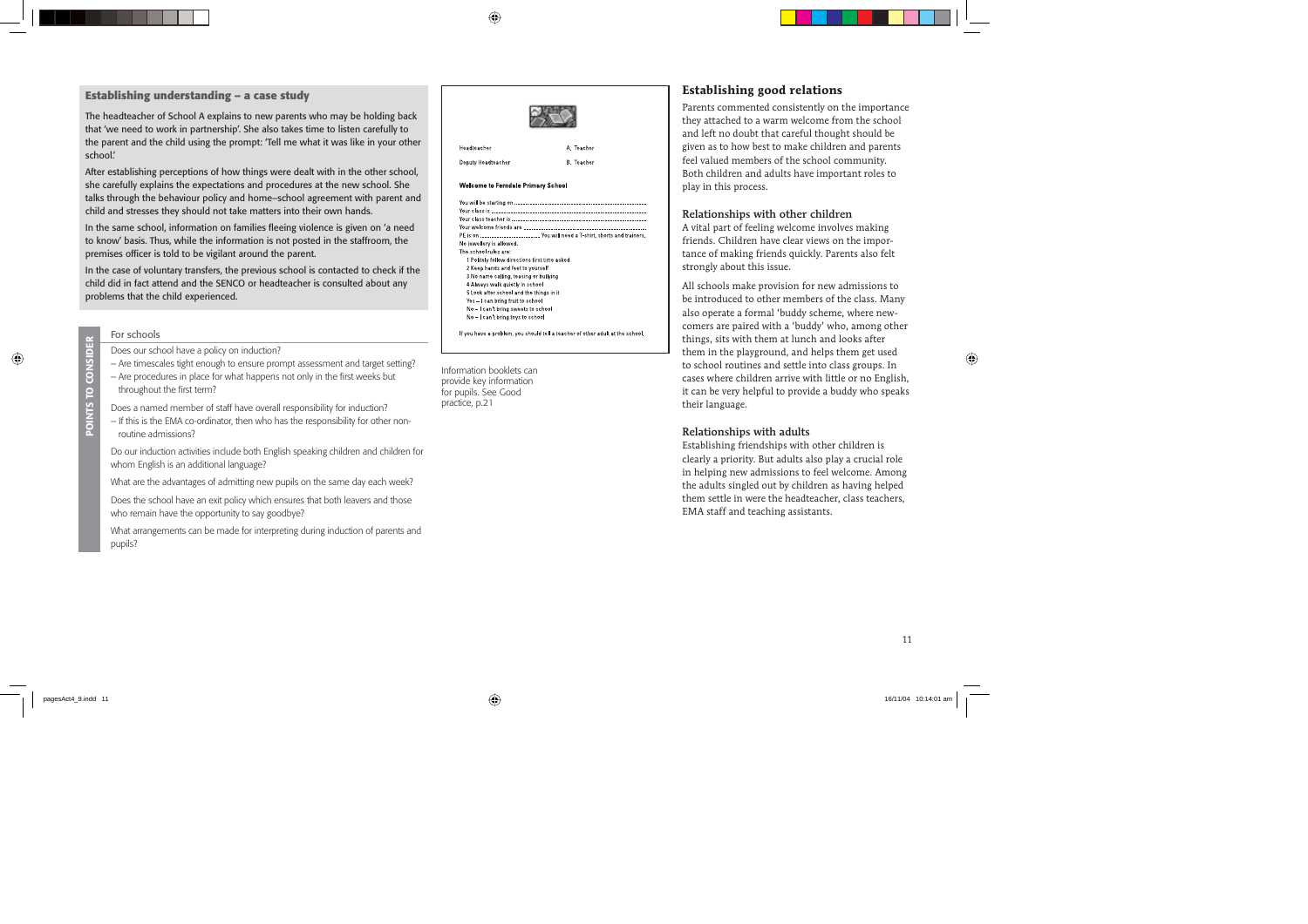## Establishing understanding – a case study

The headteacher of School A explains to new parents who may be holding back that 'we need to work in partnership'. She also takes time to listen carefully to the parent and the child using the prompt: 'Tell me what it was like in your other school.'

After establishing perceptions of how things were dealt with in the other school, she carefully explains the expectations and procedures at the new school. She talks through the behaviour policy and home–school agreement with parent and child and stresses they should not take matters into their own hands.

In the same school, information on families fleeing violence is given on 'a need to know' basis. Thus, while the information is not posted in the staffroom, the premises officer is told to be vigilant around the parent.

In the case of voluntary transfers, the previous school is contacted to check if the child did in fact attend and the SENCO or headteacher is consulted about any problems that the child experienced.

### POINTS TO CONSIDER

For schools

Does our school have a policy on induction?

- Are timescales tight enough to ensure prompt assessment and target setting?
- Are procedures in place for what happens not only in the first weeks but throughout the first term?

Does a named member of staff have overall responsibility for induction?

- If this is the EMA co-ordinator, then who has the responsibility for other non-routine admissions?

Do our induction activities include both English speaking children and children for whom English is an additional language?

What are the advantages of admitting new pupils on the same day each week?

Does the school have an exit policy which ensures that both leavers and those who remain have the opportunity to say goodbye?

What arrangements can be made for interpreting during induction of parents and pupils?

---

Headteacher — A. Teacher

Deputy Headteacher — B. Teacher

**Welcome to Ferndale Primary School**

You will be starting on ..........................................

Your class is ..........................................

Your class teacher is ..........................................

Your welcome friends are ..........................................

PE is on .......................... You will need a T-shirt, shorts and trainers.

No jewellery is allowed.

The school rules are:

1 Politely follow directions first time asked
2 Keep hands and feet to yourself
3 No name calling, teasing or bullying
4 Always walk quietly in school
5 Look after school and the things in it

Yes – I can bring fruit to school
No – I can't bring sweets to school
No – I can't bring toys to school

If you have a problem, you should tell a teacher of other adult at the school.

Information booklets can provide key information for pupils. See Good practice, p.21

## Establishing good relations

Parents commented consistently on the importance they attached to a warm welcome from the school and left no doubt that careful thought should be given as to how best to make children and parents feel valued members of the school community. Both children and adults have important roles to play in this process.

### Relationships with other children

A vital part of feeling welcome involves making friends. Children have clear views on the importance of making friends quickly. Parents also felt strongly about this issue.

All schools make provision for new admissions to be introduced to other members of the class. Many also operate a formal 'buddy scheme, where newcomers are paired with a 'buddy' who, among other things, sits with them at lunch and looks after them in the playground, and helps them get used to school routines and settle into class groups. In cases where children arrive with little or no English, it can be very helpful to provide a buddy who speaks their language.

### Relationships with adults

Establishing friendships with other children is clearly a priority. But adults also play a crucial role in helping new admissions to feel welcome. Among the adults singled out by children as having helped them settle in were the headteacher, class teachers, EMA staff and teaching assistants.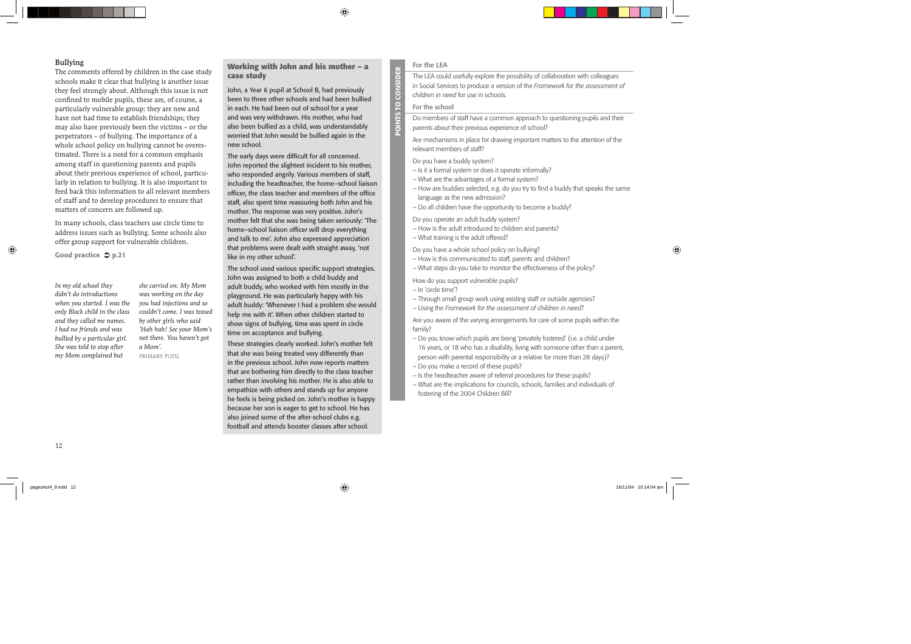### Bullying

The comments offered by children in the case study schools make it clear that bullying is another issue they feel strongly about. Although this issue is not confined to mobile pupils, these are, of course, a particularly vulnerable group: they are new and have not had time to establish friendships; they may also have previously been the victims – or the perpetrators – of bullying. The importance of a whole school policy on bullying cannot be overestimated. There is a need for a common emphasis among staff in questioning parents and pupils about their previous experience of school, particularly in relation to bullying. It is also important to feed back this information to all relevant members of staff and to develop procedures to ensure that matters of concern are followed up.

In many schools, class teachers use circle time to address issues such as bullying. Some schools also offer group support for vulnerable children.

**Good practice ➲ p.21**

*In my old school they didn't do introductions when you started. I was the only Black child in the class and they called me names. I had no friends and was bullied by a particular girl. She was told to stop after my Mom complained but she carried on. My Mom was working on the day you had injections and so couldn't come. I was teased by other girls who said 'Hah hah! See your Mom's not there. You haven't got a Mom'.*

PRIMARY PUPIL

### Working with John and his mother – a case study

John, a Year 6 pupil at School B, had previously been to three other schools and had been bullied in each. He had been out of school for a year and was very withdrawn. His mother, who had also been bullied as a child, was understandably worried that John would be bullied again in the new school.

The early days were difficult for all concerned. John reported the slightest incident to his mother, who responded angrily. Various members of staff, including the headteacher, the home–school liaison officer, the class teacher and members of the office staff, also spent time reassuring both John and his mother. The response was very positive. John's mother felt that she was being taken seriously: 'The home–school liaison officer will drop everything and talk to me'. John also expressed appreciation that problems were dealt with straight away, 'not like in my other school'.

The school used various specific support strategies. John was assigned to both a child buddy and adult buddy, who worked with him mostly in the playground. He was particularly happy with his adult buddy: 'Whenever I had a problem she would help me with it'. When other children started to show signs of bullying, time was spent in circle time on acceptance and bullying.

These strategies clearly worked. John's mother felt that she was being treated very differently than in the previous school. John now reports matters that are bothering him directly to the class teacher rather than involving his mother. He is also able to empathize with others and stands up for anyone he feels is being picked on. John's mother is happy because her son is eager to get to school. He has also joined some of the after-school clubs e.g. football and attends booster classes after school.

### POINTS TO CONSIDER

#### For the LEA

The LEA could usefully explore the possibility of collaboration with colleagues in Social Services to produce a version of the *Framework for the assessment of children in need* for use in schools.

#### For the school

Do members of staff have a common approach to questioning pupils and their parents about their previous experience of school?

Are mechanisms in place for drawing important matters to the attention of the relevant members of staff?

Do you have a buddy system?
- Is it a formal system or does it operate informally?
- What are the advantages of a formal system?
- How are buddies selected, e.g. do you try to find a buddy that speaks the same language as the new admission?
- Do all children have the opportunity to become a buddy?

Do you operate an adult buddy system?
- How is the adult introduced to children and parents?
- What training is the adult offered?

Do you have a whole school policy on bullying?
- How is this communicated to staff, parents and children?
- What steps do you take to monitor the effectiveness of the policy?

How do you support vulnerable pupils?
- In 'circle time'?
- Through small group work using existing staff or outside agencies?
- Using the *Framework for the assessment of children in need*?

Are you aware of the varying arrangements for care of some pupils within the family?
- Do you know which pupils are being 'privately fostered' (i.e. a child under 16 years, or 18 who has a disability, living with someone other than a parent, person with parental responsibility or a relative for more than 28 days)?
- Do you make a record of these pupils?
- Is the headteacher aware of referral procedures for these pupils?
- What are the implications for councils, schools, families and individuals of fostering of the 2004 Children Bill?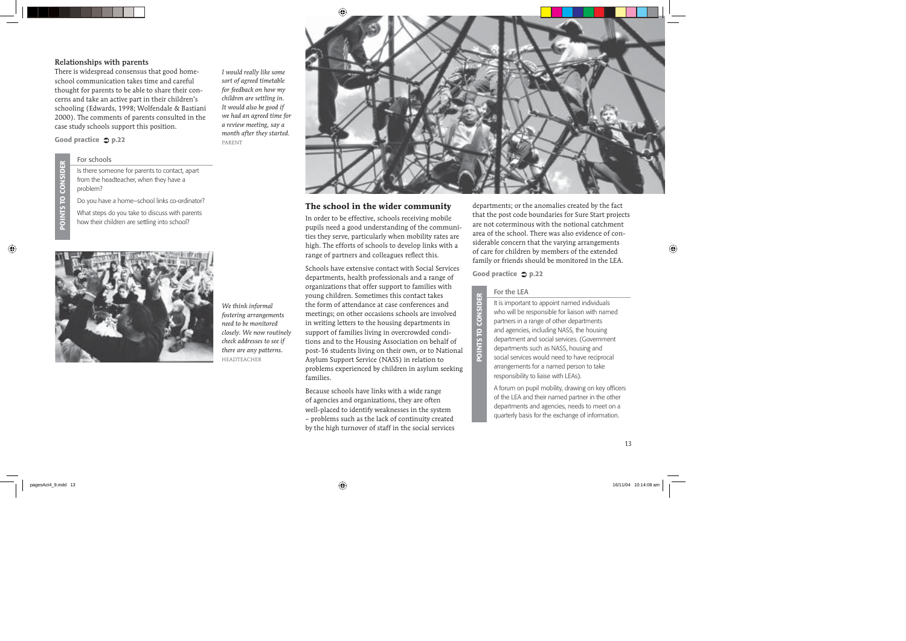## Relationships with parents

There is widespread consensus that good home-school communication takes time and careful thought for parents to be able to share their concerns and take an active part in their children's schooling (Edwards, 1998; Wolfendale & Bastiani 2000). The comments of parents consulted in the case study schools support this position.

*I would really like some sort of agreed timetable for feedback on how my children are settling in. It would also be good if we had an agreed time for a review meeting, say a month after they started.*
PARENT

**Good practice ➲ p.22**

**POINTS TO CONSIDER**

For schools

Is there someone for parents to contact, apart from the headteacher, when they have a problem?

Do you have a home–school links co-ordinator?

What steps do you take to discuss with parents how their children are settling into school?

*We think informal fostering arrangements need to be monitored closely. We now routinely check addresses to see if there are any patterns.*
HEADTEACHER

## The school in the wider community

In order to be effective, schools receiving mobile pupils need a good understanding of the communities they serve, particularly when mobility rates are high. The efforts of schools to develop links with a range of partners and colleagues reflect this.

Schools have extensive contact with Social Services departments, health professionals and a range of organizations that offer support to families with young children. Sometimes this contact takes the form of attendance at case conferences and meetings; on other occasions schools are involved in writing letters to the housing departments in support of families living in overcrowded conditions and to the Housing Association on behalf of post-16 students living on their own, or to National Asylum Support Service (NASS) in relation to problems experienced by children in asylum seeking families.

Because schools have links with a wide range of agencies and organizations, they are often well-placed to identify weaknesses in the system – problems such as the lack of continuity created by the high turnover of staff in the social services departments; or the anomalies created by the fact that the post code boundaries for Sure Start projects are not coterminous with the notional catchment area of the school. There was also evidence of considerable concern that the varying arrangements of care for children by members of the extended family or friends should be monitored in the LEA.

**Good practice ➲ p.22**

**POINTS TO CONSIDER**

For the LEA

It is important to appoint named individuals who will be responsible for liaison with named partners in a range of other departments and agencies, including NASS, the housing department and social services. (Government departments such as NASS, housing and social services would need to have reciprocal arrangements for a named person to take responsibility to liaise with LEAs).

A forum on pupil mobility, drawing on key officers of the LEA and their named partner in the other departments and agencies, needs to meet on a quarterly basis for the exchange of information.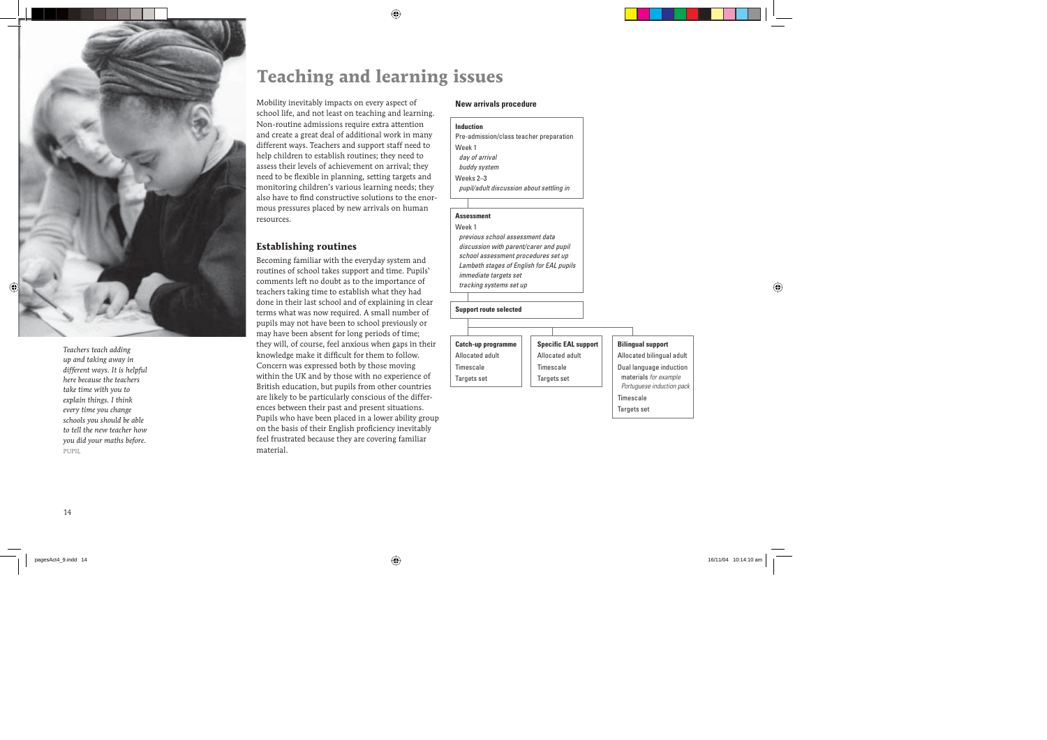# Teaching and learning issues

*Teachers teach adding up and taking away in different ways. It is helpful here because the teachers take time with you to explain things. I think every time you change schools you should be able to tell the new teacher how you did your maths before.*
PUPIL

Mobility inevitably impacts on every aspect of school life, and not least on teaching and learning. Non-routine admissions require extra attention and create a great deal of additional work in many different ways. Teachers and support staff need to help children to establish routines; they need to assess their levels of achievement on arrival; they need to be flexible in planning, setting targets and monitoring children's various learning needs; they also have to find constructive solutions to the enormous pressures placed by new arrivals on human resources.

## Establishing routines

Becoming familiar with the everyday system and routines of school takes support and time. Pupils' comments left no doubt as to the importance of teachers taking time to establish what they had done in their last school and of explaining in clear terms what was now required. A small number of pupils may not have been to school previously or may have been absent for long periods of time; they will, of course, feel anxious when gaps in their knowledge make it difficult for them to follow. Concern was expressed both by those moving within the UK and by those with no experience of British education, but pupils from other countries are likely to be particularly conscious of the differences between their past and present situations. Pupils who have been placed in a lower ability group on the basis of their English proficiency inevitably feel frustrated because they are covering familiar material.

**New arrivals procedure**

**Induction**
Pre-admission/class teacher preparation
Week 1
- *day of arrival*
- *buddy system*

Weeks 2–3
- *pupil/adult discussion about settling in*

**Assessment**
Week 1
- *previous school assessment data*
- *discussion with parent/carer and pupil*
- *school assessment procedures set up*
- *Lambeth stages of English for EAL pupils*
- *immediate targets set*
- *tracking systems set up*

**Support route selected**

| **Catch-up programme** | **Specific EAL support** | **Bilingual support** |
| --- | --- | --- |
| Allocated adult | Allocated adult | Allocated bilingual adult |
| Timescale | Timescale | Dual language induction materials *for example Portuguese induction pack* |
| Targets set | Targets set | Timescale |
| | | Targets set |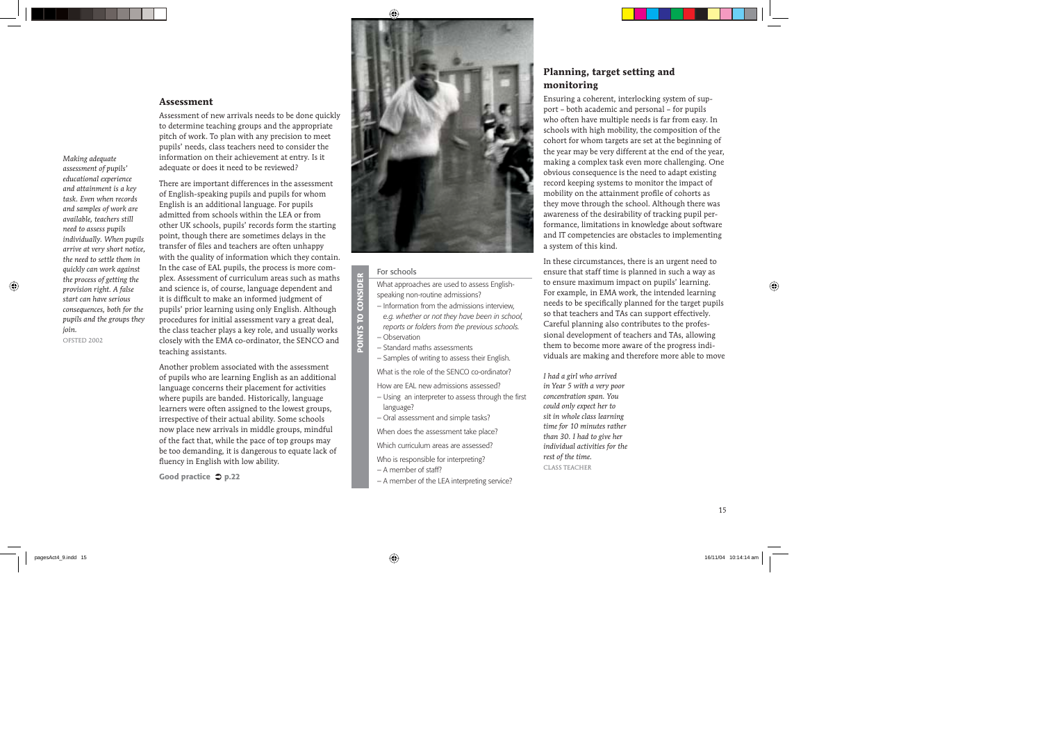## Assessment

*Making adequate assessment of pupils' educational experience and attainment is a key task. Even when records and samples of work are available, teachers still need to assess pupils individually. When pupils arrive at very short notice, the need to settle them in quickly can work against the process of getting the provision right. A false start can have serious consequences, both for the pupils and the groups they join.*
OFSTED 2002

Assessment of new arrivals needs to be done quickly to determine teaching groups and the appropriate pitch of work. To plan with any precision to meet pupils' needs, class teachers need to consider the information on their achievement at entry. Is it adequate or does it need to be reviewed?

There are important differences in the assessment of English-speaking pupils and pupils for whom English is an additional language. For pupils admitted from schools within the LEA or from other UK schools, pupils' records form the starting point, though there are sometimes delays in the transfer of files and teachers are often unhappy with the quality of information which they contain. In the case of EAL pupils, the process is more complex. Assessment of curriculum areas such as maths and science is, of course, language dependent and it is difficult to make an informed judgment of pupils' prior learning using only English. Although procedures for initial assessment vary a great deal, the class teacher plays a key role, and usually works closely with the EMA co-ordinator, the SENCO and teaching assistants.

Another problem associated with the assessment of pupils who are learning English as an additional language concerns their placement for activities where pupils are banded. Historically, language learners were often assigned to the lowest groups, irrespective of their actual ability. Some schools now place new arrivals in middle groups, mindful of the fact that, while the pace of top groups may be too demanding, it is dangerous to equate lack of fluency in English with low ability.

**Good practice ➲ p.22**

**POINTS TO CONSIDER**

For schools

What approaches are used to assess English-speaking non-routine admissions?

- Information from the admissions interview, *e.g. whether or not they have been in school, reports or folders from the previous schools.*
- Observation
- Standard maths assessments
- Samples of writing to assess their English.

What is the role of the SENCO co-ordinator?

How are EAL new admissions assessed?

- Using an interpreter to assess through the first language?
- Oral assessment and simple tasks?

When does the assessment take place?

Which curriculum areas are assessed?

Who is responsible for interpreting?

- A member of staff?
- A member of the LEA interpreting service?

## Planning, target setting and monitoring

Ensuring a coherent, interlocking system of support – both academic and personal – for pupils who often have multiple needs is far from easy. In schools with high mobility, the composition of the cohort for whom targets are set at the beginning of the year may be very different at the end of the year, making a complex task even more challenging. One obvious consequence is the need to adapt existing record keeping systems to monitor the impact of mobility on the attainment profile of cohorts as they move through the school. Although there was awareness of the desirability of tracking pupil performance, limitations in knowledge about software and IT competencies are obstacles to implementing a system of this kind.

In these circumstances, there is an urgent need to ensure that staff time is planned in such a way as to ensure maximum impact on pupils' learning. For example, in EMA work, the intended learning needs to be specifically planned for the target pupils so that teachers and TAs can support effectively. Careful planning also contributes to the professional development of teachers and TAs, allowing them to become more aware of the progress individuals are making and therefore more able to move

*I had a girl who arrived in Year 5 with a very poor concentration span. You could only expect her to sit in whole class learning time for 10 minutes rather than 30. I had to give her individual activities for the rest of the time.*
CLASS TEACHER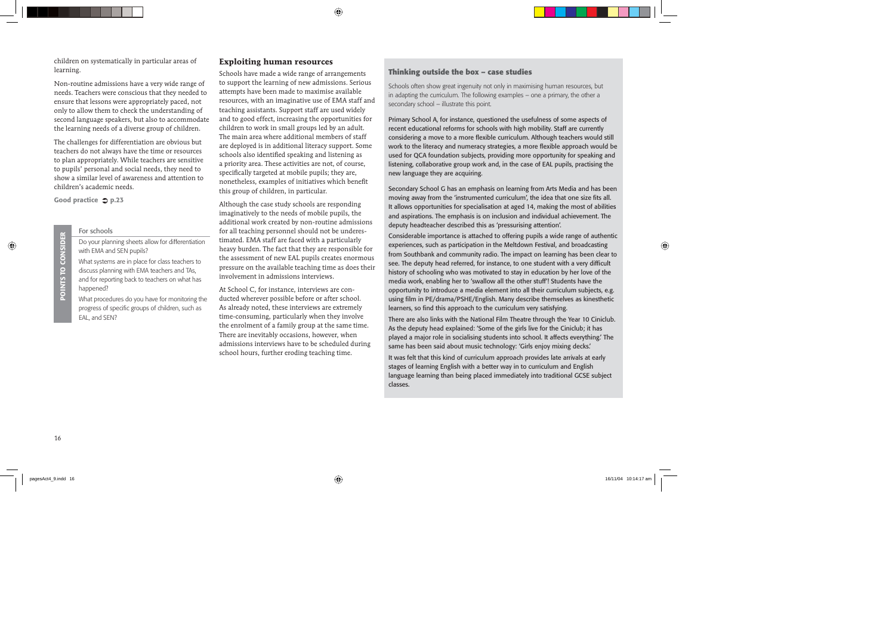children on systematically in particular areas of learning.

Non-routine admissions have a very wide range of needs. Teachers were conscious that they needed to ensure that lessons were appropriately paced, not only to allow them to check the understanding of second language speakers, but also to accommodate the learning needs of a diverse group of children.

The challenges for differentiation are obvious but teachers do not always have the time or resources to plan appropriately. While teachers are sensitive to pupils' personal and social needs, they need to show a similar level of awareness and attention to children's academic needs.

**Good practice ➲ p.23**

**POINTS TO CONSIDER**

For schools

- Do your planning sheets allow for differentiation with EMA and SEN pupils?
- What systems are in place for class teachers to discuss planning with EMA teachers and TAs, and for reporting back to teachers on what has happened?
- What procedures do you have for monitoring the progress of specific groups of children, such as EAL, and SEN?

## Exploiting human resources

Schools have made a wide range of arrangements to support the learning of new admissions. Serious attempts have been made to maximise available resources, with an imaginative use of EMA staff and teaching assistants. Support staff are used widely and to good effect, increasing the opportunities for children to work in small groups led by an adult. The main area where additional members of staff are deployed is in additional literacy support. Some schools also identified speaking and listening as a priority area. These activities are not, of course, specifically targeted at mobile pupils; they are, nonetheless, examples of initiatives which benefit this group of children, in particular.

Although the case study schools are responding imaginatively to the needs of mobile pupils, the additional work created by non-routine admissions for all teaching personnel should not be underestimated. EMA staff are faced with a particularly heavy burden. The fact that they are responsible for the assessment of new EAL pupils creates enormous pressure on the available teaching time as does their involvement in admissions interviews.

At School C, for instance, interviews are conducted wherever possible before or after school. As already noted, these interviews are extremely time-consuming, particularly when they involve the enrolment of a family group at the same time. There are inevitably occasions, however, when admissions interviews have to be scheduled during school hours, further eroding teaching time.

### Thinking outside the box – case studies

Schools often show great ingenuity not only in maximising human resources, but in adapting the curriculum. The following examples – one a primary, the other a secondary school – illustrate this point.

Primary School A, for instance, questioned the usefulness of some aspects of recent educational reforms for schools with high mobility. Staff are currently considering a move to a more flexible curriculum. Although teachers would still work to the literacy and numeracy strategies, a more flexible approach would be used for QCA foundation subjects, providing more opportunity for speaking and listening, collaborative group work and, in the case of EAL pupils, practising the new language they are acquiring.

Secondary School G has an emphasis on learning from Arts Media and has been moving away from the 'instrumented curriculum', the idea that one size fits all. It allows opportunities for specialisation at aged 14, making the most of abilities and aspirations. The emphasis is on inclusion and individual achievement. The deputy headteacher described this as 'pressurising attention'.

Considerable importance is attached to offering pupils a wide range of authentic experiences, such as participation in the Meltdown Festival, and broadcasting from Southbank and community radio. The impact on learning has been clear to see. The deputy head referred, for instance, to one student with a very difficult history of schooling who was motivated to stay in education by her love of the media work, enabling her to 'swallow all the other stuff'! Students have the opportunity to introduce a media element into all their curriculum subjects, e.g. using film in PE/drama/PSHE/English. Many describe themselves as kinesthetic learners, so find this approach to the curriculum very satisfying.

There are also links with the National Film Theatre through the Year 10 Ciniclub. As the deputy head explained: 'Some of the girls live for the Ciniclub; it has played a major role in socialising students into school. It affects everything.' The same has been said about music technology: 'Girls enjoy mixing decks.'

It was felt that this kind of curriculum approach provides late arrivals at early stages of learning English with a better way in to curriculum and English language learning than being placed immediately into traditional GCSE subject classes.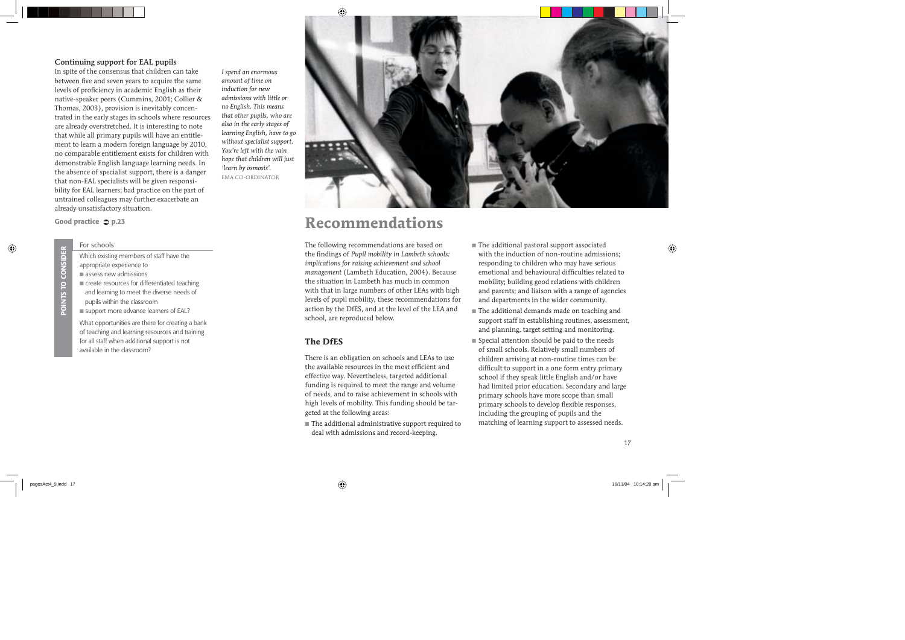### Continuing support for EAL pupils

In spite of the consensus that children can take between five and seven years to acquire the same levels of proficiency in academic English as their native-speaker peers (Cummins, 2001; Collier & Thomas, 2003), provision is inevitably concentrated in the early stages in schools where resources are already overstretched. It is interesting to note that while all primary pupils will have an entitlement to learn a modern foreign language by 2010, no comparable entitlement exists for children with demonstrable English language learning needs. In the absence of specialist support, there is a danger that non-EAL specialists will be given responsibility for EAL learners; bad practice on the part of untrained colleagues may further exacerbate an already unsatisfactory situation.

*I spend an enormous amount of time on induction for new admissions with little or no English. This means that other pupils, who are also in the early stages of learning English, have to go without specialist support. You're left with the vain hope that children will just 'learn by osmosis'.*
EMA CO-ORDINATOR

**Good practice ➲ p.23**

**POINTS TO CONSIDER**

For schools

Which existing members of staff have the appropriate experience to

- assess new admissions
- create resources for differentiated teaching and learning to meet the diverse needs of pupils within the classroom
- support more advance learners of EAL?

What opportunities are there for creating a bank of teaching and learning resources and training for all staff when additional support is not available in the classroom?

# Recommendations

The following recommendations are based on the findings of *Pupil mobility in Lambeth schools: implications for raising achievement and school management* (Lambeth Education, 2004). Because the situation in Lambeth has much in common with that in large numbers of other LEAs with high levels of pupil mobility, these recommendations for action by the DfES, and at the level of the LEA and school, are reproduced below.

## The DfES

There is an obligation on schools and LEAs to use the available resources in the most efficient and effective way. Nevertheless, targeted additional funding is required to meet the range and volume of needs, and to raise achievement in schools with high levels of mobility. This funding should be targeted at the following areas:

- The additional administrative support required to deal with admissions and record-keeping.
- The additional pastoral support associated with the induction of non-routine admissions; responding to children who may have serious emotional and behavioural difficulties related to mobility; building good relations with children and parents; and liaison with a range of agencies and departments in the wider community.
- The additional demands made on teaching and support staff in establishing routines, assessment, and planning, target setting and monitoring.
- Special attention should be paid to the needs of small schools. Relatively small numbers of children arriving at non-routine times can be difficult to support in a one form entry primary school if they speak little English and/or have had limited prior education. Secondary and large primary schools have more scope than small primary schools to develop flexible responses, including the grouping of pupils and the matching of learning support to assessed needs.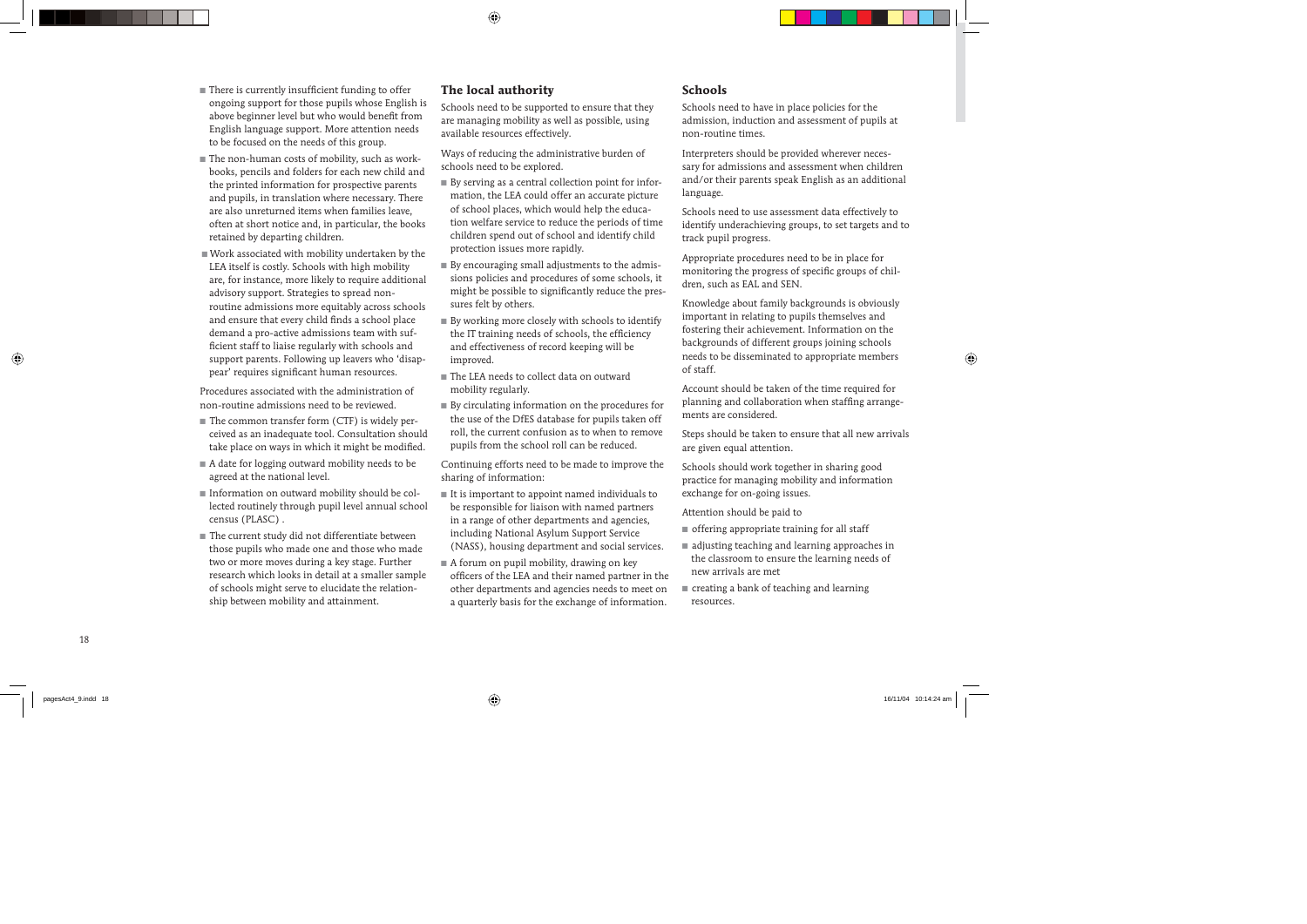- There is currently insufficient funding to offer ongoing support for those pupils whose English is above beginner level but who would benefit from English language support. More attention needs to be focused on the needs of this group.
- The non-human costs of mobility, such as workbooks, pencils and folders for each new child and the printed information for prospective parents and pupils, in translation where necessary. There are also unreturned items when families leave, often at short notice and, in particular, the books retained by departing children.
- Work associated with mobility undertaken by the LEA itself is costly. Schools with high mobility are, for instance, more likely to require additional advisory support. Strategies to spread non-routine admissions more equitably across schools and ensure that every child finds a school place demand a pro-active admissions team with sufficient staff to liaise regularly with schools and support parents. Following up leavers who 'disappear' requires significant human resources.

Procedures associated with the administration of non-routine admissions need to be reviewed.

- The common transfer form (CTF) is widely perceived as an inadequate tool. Consultation should take place on ways in which it might be modified.
- A date for logging outward mobility needs to be agreed at the national level.
- Information on outward mobility should be collected routinely through pupil level annual school census (PLASC) .
- The current study did not differentiate between those pupils who made one and those who made two or more moves during a key stage. Further research which looks in detail at a smaller sample of schools might serve to elucidate the relationship between mobility and attainment.

## The local authority

Schools need to be supported to ensure that they are managing mobility as well as possible, using available resources effectively.

Ways of reducing the administrative burden of schools need to be explored.

- By serving as a central collection point for information, the LEA could offer an accurate picture of school places, which would help the education welfare service to reduce the periods of time children spend out of school and identify child protection issues more rapidly.
- By encouraging small adjustments to the admissions policies and procedures of some schools, it might be possible to significantly reduce the pressures felt by others.
- By working more closely with schools to identify the IT training needs of schools, the efficiency and effectiveness of record keeping will be improved.
- The LEA needs to collect data on outward mobility regularly.
- By circulating information on the procedures for the use of the DfES database for pupils taken off roll, the current confusion as to when to remove pupils from the school roll can be reduced.

Continuing efforts need to be made to improve the sharing of information:

- It is important to appoint named individuals to be responsible for liaison with named partners in a range of other departments and agencies, including National Asylum Support Service (NASS), housing department and social services.
- A forum on pupil mobility, drawing on key officers of the LEA and their named partner in the other departments and agencies needs to meet on a quarterly basis for the exchange of information.

## Schools

Schools need to have in place policies for the admission, induction and assessment of pupils at non-routine times.

Interpreters should be provided wherever necessary for admissions and assessment when children and/or their parents speak English as an additional language.

Schools need to use assessment data effectively to identify underachieving groups, to set targets and to track pupil progress.

Appropriate procedures need to be in place for monitoring the progress of specific groups of children, such as EAL and SEN.

Knowledge about family backgrounds is obviously important in relating to pupils themselves and fostering their achievement. Information on the backgrounds of different groups joining schools needs to be disseminated to appropriate members of staff.

Account should be taken of the time required for planning and collaboration when staffing arrangements are considered.

Steps should be taken to ensure that all new arrivals are given equal attention.

Schools should work together in sharing good practice for managing mobility and information exchange for on-going issues.

Attention should be paid to

- offering appropriate training for all staff
- adjusting teaching and learning approaches in the classroom to ensure the learning needs of new arrivals are met
- creating a bank of teaching and learning resources.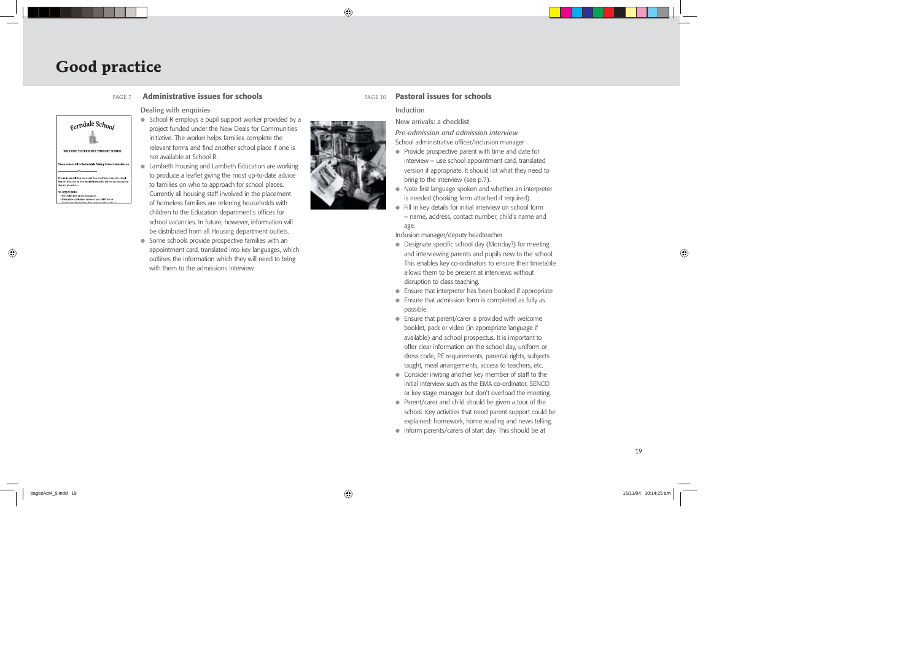# Good practice

PAGE 7 **Administrative issues for schools**

Dealing with enquiries

- School R employs a pupil support worker provided by a project funded under the New Deals for Communities initiative. The worker helps families complete the relevant forms and find another school place if one is not available at School R.
- Lambeth Housing and Lambeth Education are working to produce a leaflet giving the most up-to-date advice to families on who to approach for school places. Currently all housing staff involved in the placement of homeless families are referring households with children to the Education department's offices for school vacancies. In future, however, information will be distributed from all Housing department outlets.
- Some schools provide prospective families with an appointment card, translated into key languages, which outlines the information which they will need to bring with them to the admissions interview.

PAGE 10 **Pastoral issues for schools**

Induction

New arrivals: a checklist

*Pre-admission and admission interview*

School administrative officer/inclusion manager

- Provide prospective parent with time and date for interview – use school appointment card, translated version if appropriate. It should list what they need to bring to the interview (see p.7).
- Note first language spoken and whether an interpreter is needed (booking form attached if required).
- Fill in key details for initial interview on school form – name, address, contact number, child's name and age.

Inclusion manager/deputy headteacher

- Designate specific school day (Monday?) for meeting and interviewing parents and pupils new to the school. This enables key co-ordinators to ensure their timetable allows them to be present at interviews without disruption to class teaching.
- Ensure that interpreter has been booked if appropriate
- Ensure that admission form is completed as fully as possible.
- Ensure that parent/carer is provided with welcome booklet, pack or video (in appropriate language if available) and school prospectus. It is important to offer clear information on the school day, uniform or dress code, PE requirements, parental rights, subjects taught, meal arrangements, access to teachers, etc.
- Consider inviting another key member of staff to the initial interview such as the EMA co-ordinator, SENCO or key stage manager but don't overload the meeting.
- Parent/carer and child should be given a tour of the school. Key activities that need parent support could be explained: homework, home reading and news telling.
- Inform parents/carers of start day. This should be at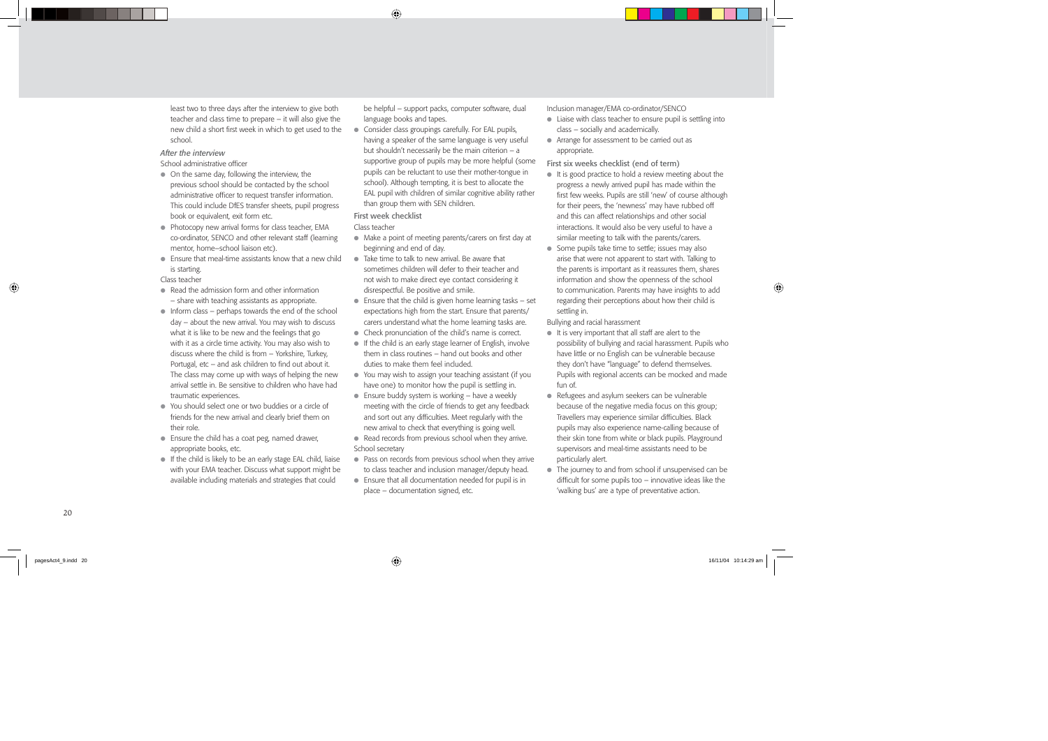least two to three days after the interview to give both teacher and class time to prepare – it will also give the new child a short first week in which to get used to the school.

*After the interview*

School administrative officer

- On the same day, following the interview, the previous school should be contacted by the school administrative officer to request transfer information. This could include DfES transfer sheets, pupil progress book or equivalent, exit form etc.
- Photocopy new arrival forms for class teacher, EMA co-ordinator, SENCO and other relevant staff (learning mentor, home–school liaison etc).
- Ensure that meal-time assistants know that a new child is starting.

Class teacher

- Read the admission form and other information – share with teaching assistants as appropriate.
- Inform class – perhaps towards the end of the school day – about the new arrival. You may wish to discuss what it is like to be new and the feelings that go with it as a circle time activity. You may also wish to discuss where the child is from – Yorkshire, Turkey, Portugal, etc – and ask children to find out about it. The class may come up with ways of helping the new arrival settle in. Be sensitive to children who have had traumatic experiences.
- You should select one or two buddies or a circle of friends for the new arrival and clearly brief them on their role.
- Ensure the child has a coat peg, named drawer, appropriate books, etc.
- If the child is likely to be an early stage EAL child, liaise with your EMA teacher. Discuss what support might be available including materials and strategies that could be helpful – support packs, computer software, dual language books and tapes.
- Consider class groupings carefully. For EAL pupils, having a speaker of the same language is very useful but shouldn't necessarily be the main criterion – a supportive group of pupils may be more helpful (some pupils can be reluctant to use their mother-tongue in school). Although tempting, it is best to allocate the EAL pupil with children of similar cognitive ability rather than group them with SEN children.

### First week checklist

Class teacher

- Make a point of meeting parents/carers on first day at beginning and end of day.
- Take time to talk to new arrival. Be aware that sometimes children will defer to their teacher and not wish to make direct eye contact considering it disrespectful. Be positive and smile.
- Ensure that the child is given home learning tasks – set expectations high from the start. Ensure that parents/carers understand what the home learning tasks are.
- Check pronunciation of the child's name is correct.
- If the child is an early stage learner of English, involve them in class routines – hand out books and other duties to make them feel included.
- You may wish to assign your teaching assistant (if you have one) to monitor how the pupil is settling in.
- Ensure buddy system is working – have a weekly meeting with the circle of friends to get any feedback and sort out any difficulties. Meet regularly with the new arrival to check that everything is going well.
- Read records from previous school when they arrive.

School secretary

- Pass on records from previous school when they arrive to class teacher and inclusion manager/deputy head.
- Ensure that all documentation needed for pupil is in place – documentation signed, etc.

Inclusion manager/EMA co-ordinator/SENCO

- Liaise with class teacher to ensure pupil is settling into class – socially and academically.
- Arrange for assessment to be carried out as appropriate.

### First six weeks checklist (end of term)

- It is good practice to hold a review meeting about the progress a newly arrived pupil has made within the first few weeks. Pupils are still 'new' of course although for their peers, the 'newness' may have rubbed off and this can affect relationships and other social interactions. It would also be very useful to have a similar meeting to talk with the parents/carers.
- Some pupils take time to settle; issues may also arise that were not apparent to start with. Talking to the parents is important as it reassures them, shares information and show the openness of the school to communication. Parents may have insights to add regarding their perceptions about how their child is settling in.

Bullying and racial harassment

- It is very important that all staff are alert to the possibility of bullying and racial harassment. Pupils who have little or no English can be vulnerable because they don't have "language" to defend themselves. Pupils with regional accents can be mocked and made fun of.
- Refugees and asylum seekers can be vulnerable because of the negative media focus on this group; Travellers may experience similar difficulties. Black pupils may also experience name-calling because of their skin tone from white or black pupils. Playground supervisors and meal-time assistants need to be particularly alert.
- The journey to and from school if unsupervised can be difficult for some pupils too – innovative ideas like the 'walking bus' are a type of preventative action.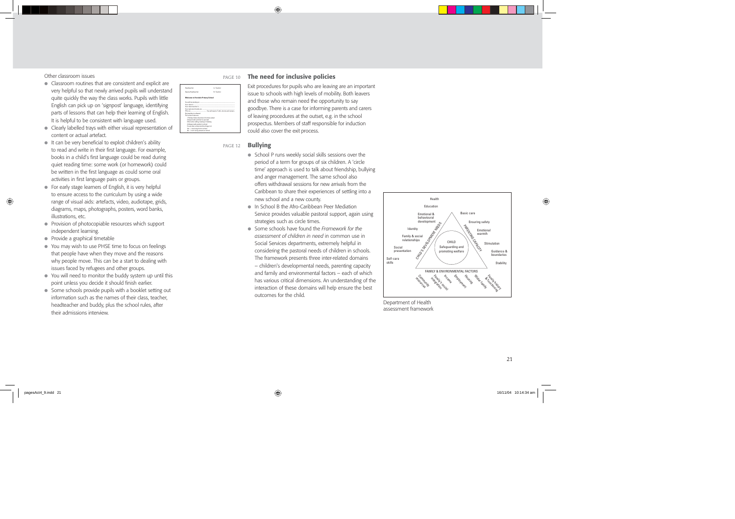Other classroom issues

- Classroom routines that are consistent and explicit are very helpful so that newly arrived pupils will understand quite quickly the way the class works. Pupils with little English can pick up on 'signpost' language, identifying parts of lessons that can help their learning of English. It is helpful to be consistent with language used.
- Clearly labelled trays with either visual representation of content or actual artefact.
- It can be very beneficial to exploit children's ability to read and write in their first language. For example, books in a child's first language could be read during quiet reading time: some work (or homework) could be written in the first language as could some oral activities in first language pairs or groups.
- For early stage learners of English, it is very helpful to ensure access to the curriculum by using a wide range of visual aids: artefacts, video, audiotape, grids, diagrams, maps, photographs, posters, word banks, illustrations, etc.
- Provision of photocopiable resources which support independent learning.
- Provide a graphical timetable
- You may wish to use PHSE time to focus on feelings that people have when they move and the reasons why people move. This can be a start to dealing with issues faced by refugees and other groups.
- You will need to monitor the buddy system up until this point unless you decide it should finish earlier.
- Some schools provide pupils with a booklet setting out information such as the names of their class, teacher, headteacher and buddy, plus the school rules, after their admissions interview.

PAGE 10

## The need for inclusive policies

Exit procedures for pupils who are leaving are an important issue to schools with high levels of mobility. Both leavers and those who remain need the opportunity to say goodbye. There is a case for informing parents and carers of leaving procedures at the outset, e.g. in the school prospectus. Members of staff responsible for induction could also cover the exit process.

PAGE 12

## Bullying

- School P runs weekly social skills sessions over the period of a term for groups of six children. A 'circle time' approach is used to talk about friendship, bullying and anger management. The same school also offers withdrawal sessions for new arrivals from the Caribbean to share their experiences of settling into a new school and a new county.
- In School B the Afro-Caribbean Peer Mediation Service provides valuable pastoral support, again using strategies such as circle times.
- Some schools have found the *Framework for the assessment of children in need* in common use in Social Services departments, extremely helpful in considering the pastoral needs of children in schools. The framework presents three inter-related domains – children's developmental needs, parenting capacity and family and environmental factors – each of which has various critical dimensions. An understanding of the interaction of these domains will help ensure the best outcomes for the child.

Department of Health assessment framework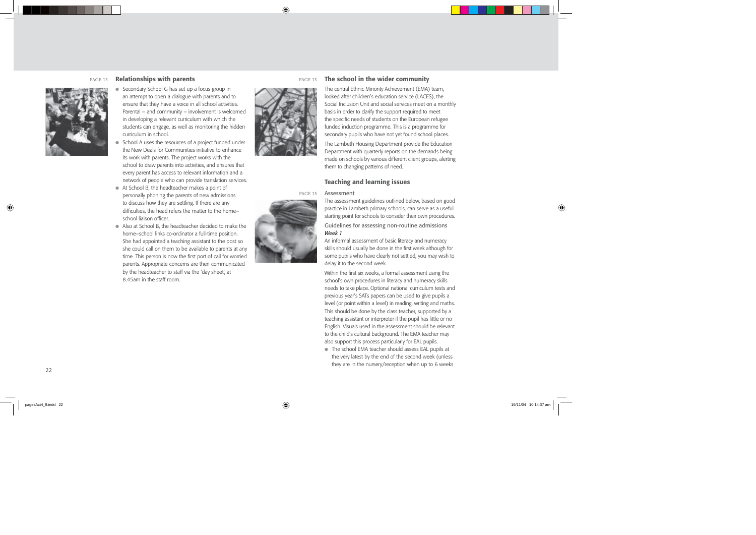PAGE 13

## Relationships with parents

- Secondary School G has set up a focus group in an attempt to open a dialogue with parents and to ensure that they have a voice in all school activities. Parental – and community – involvement is welcomed in developing a relevant curriculum with which the students can engage, as well as monitoring the hidden curriculum in school.
- School A uses the resources of a project funded under the New Deals for Communities initiative to enhance its work with parents. The project works with the school to draw parents into activities, and ensures that every parent has access to relevant information and a network of people who can provide translation services.
- At School B, the headteacher makes a point of personally phoning the parents of new admissions to discuss how they are settling. If there are any difficulties, the head refers the matter to the home–school liaison officer.
- Also at School B, the headteacher decided to make the home–school links co-ordinator a full-time position. She had appointed a teaching assistant to the post so she could call on them to be available to parents at any time. This person is now the first port of call for worried parents. Appropriate concerns are then communicated by the headteacher to staff via the 'day sheet', at 8.45am in the staff room.

PAGE 13

## The school in the wider community

The central Ethnic Minority Achievement (EMA) team, looked after children's education service (LACES), the Social Inclusion Unit and social services meet on a monthly basis in order to clarify the support required to meet the specific needs of students on the European refugee funded induction programme. This is a programme for secondary pupils who have not yet found school places.

The Lambeth Housing Department provide the Education Department with quarterly reports on the demands being made on schools by various different client groups, alerting them to changing patterns of need.

## Teaching and learning issues

PAGE 15

### Assessment

The assessment guidelines outlined below, based on good practice in Lambeth primary schools, can serve as a useful starting point for schools to consider their own procedures.

#### Guidelines for assessing non-routine admissions

*Week 1*

An informal assessment of basic literacy and numeracy skills should usually be done in the first week although for some pupils who have clearly not settled, you may wish to delay it to the second week.

Within the first six weeks, a formal assessment using the school's own procedures in literacy and numeracy skills needs to take place. Optional national curriculum tests and previous year's SATs papers can be used to give pupils a level (or point within a level) in reading, writing and maths. This should be done by the class teacher, supported by a teaching assistant or interpreter if the pupil has little or no English. Visuals used in the assessment should be relevant to the child's cultural background. The EMA teacher may also support this process particularly for EAL pupils.

- The school EMA teacher should assess EAL pupils at the very latest by the end of the second week (unless they are in the nursery/reception when up to 6 weeks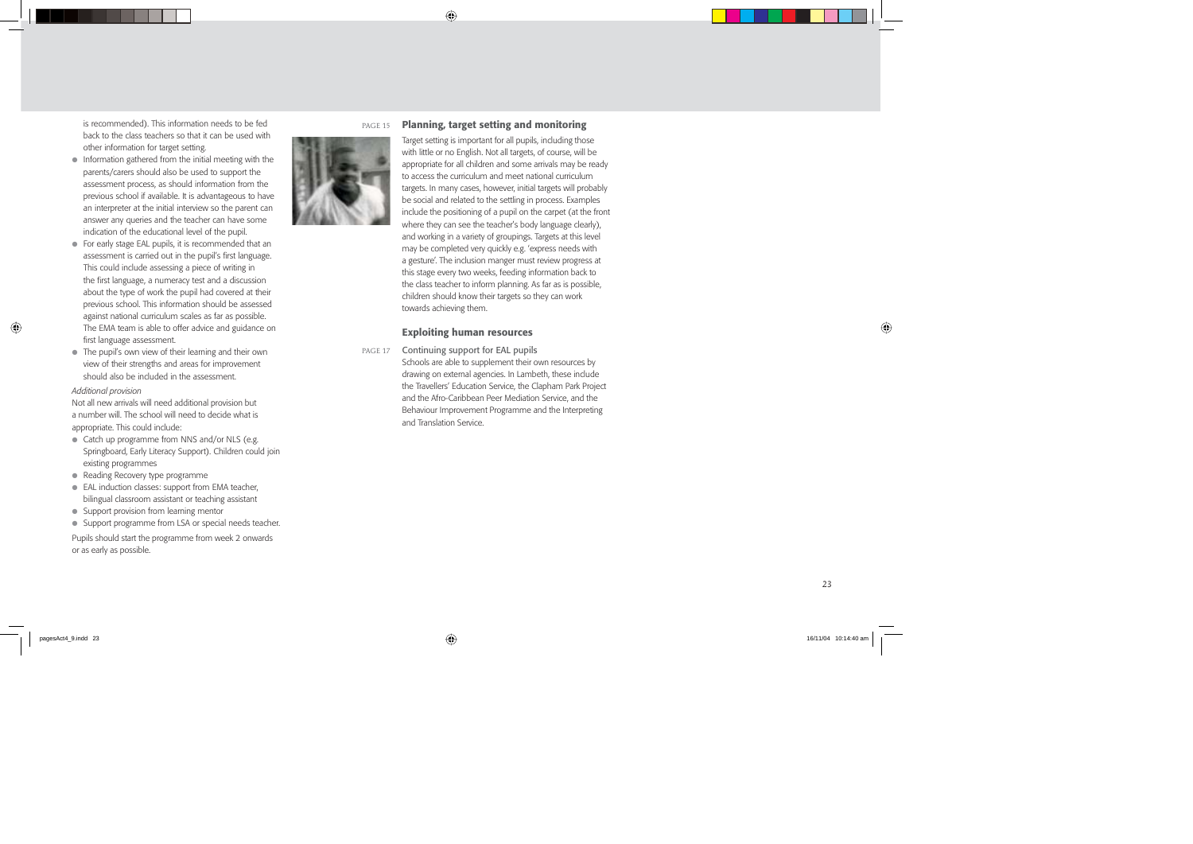is recommended). This information needs to be fed back to the class teachers so that it can be used with other information for target setting.

- Information gathered from the initial meeting with the parents/carers should also be used to support the assessment process, as should information from the previous school if available. It is advantageous to have an interpreter at the initial interview so the parent can answer any queries and the teacher can have some indication of the educational level of the pupil.
- For early stage EAL pupils, it is recommended that an assessment is carried out in the pupil's first language. This could include assessing a piece of writing in the first language, a numeracy test and a discussion about the type of work the pupil had covered at their previous school. This information should be assessed against national curriculum scales as far as possible. The EMA team is able to offer advice and guidance on first language assessment.
- The pupil's own view of their learning and their own view of their strengths and areas for improvement should also be included in the assessment.

*Additional provision*

Not all new arrivals will need additional provision but a number will. The school will need to decide what is appropriate. This could include:

- Catch up programme from NNS and/or NLS (e.g. Springboard, Early Literacy Support). Children could join existing programmes
- Reading Recovery type programme
- EAL induction classes: support from EMA teacher, bilingual classroom assistant or teaching assistant
- Support provision from learning mentor
- Support programme from LSA or special needs teacher.

Pupils should start the programme from week 2 onwards or as early as possible.

PAGE 15

## Planning, target setting and monitoring

Target setting is important for all pupils, including those with little or no English. Not all targets, of course, will be appropriate for all children and some arrivals may be ready to access the curriculum and meet national curriculum targets. In many cases, however, initial targets will probably be social and related to the settling in process. Examples include the positioning of a pupil on the carpet (at the front where they can see the teacher's body language clearly), and working in a variety of groupings. Targets at this level may be completed very quickly e.g. 'express needs with a gesture'. The inclusion manger must review progress at this stage every two weeks, feeding information back to the class teacher to inform planning. As far as is possible, children should know their targets so they can work towards achieving them.

## Exploiting human resources

PAGE 17

### Continuing support for EAL pupils

Schools are able to supplement their own resources by drawing on external agencies. In Lambeth, these include the Travellers' Education Service, the Clapham Park Project and the Afro-Caribbean Peer Mediation Service, and the Behaviour Improvement Programme and the Interpreting and Translation Service.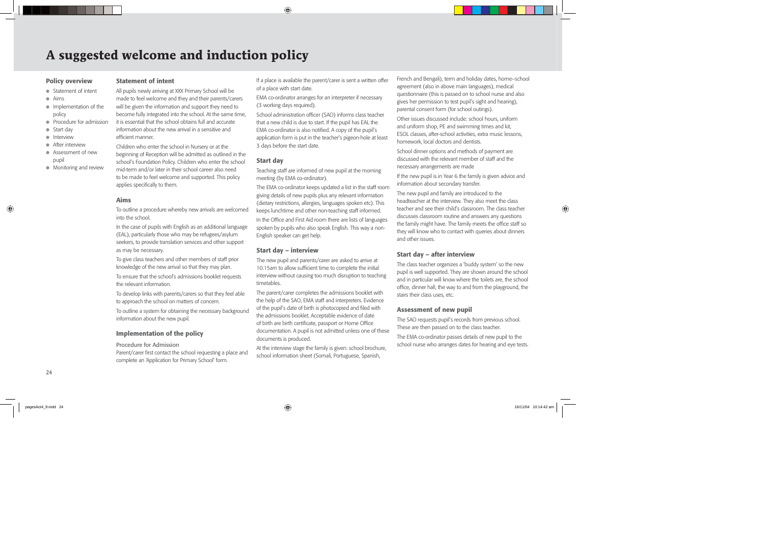# A suggested welcome and induction policy

## Policy overview

- Statement of intent
- Aims
- Implementation of the policy
- Procedure for admission
- Start day
- Interview
- After interview
- Assessment of new pupil
- Monitoring and review

### Statement of intent

All pupils newly arriving at XXX Primary School will be made to feel welcome and they and their parents/carers will be given the information and support they need to become fully integrated into the school. At the same time, it is essential that the school obtains full and accurate information about the new arrival in a sensitive and efficient manner.

Children who enter the school in Nursery or at the beginning of Reception will be admitted as outlined in the school's Foundation Policy. Children who enter the school mid-term and/or later in their school career also need to be made to feel welcome and supported. This policy applies specifically to them.

### Aims

To outline a procedure whereby new arrivals are welcomed into the school.

In the case of pupils with English as an additional language (EAL), particularly those who may be refugees/asylum seekers, to provide translation services and other support as may be necessary.

To give class teachers and other members of staff prior knowledge of the new arrival so that they may plan.

To ensure that the school's admissions booklet requests the relevant information.

To develop links with parents/carers so that they feel able to approach the school on matters of concern.

To outline a system for obtaining the necessary background information about the new pupil.

### Implementation of the policy

Procedure for Admission

Parent/carer first contact the school requesting a place and complete an 'Application for Primary School' form.

If a place is available the parent/carer is sent a written offer of a place with start date.

EMA co-ordinator arranges for an interpreter if necessary (3 working days required).

School administration officer (SAO) informs class teacher that a new child is due to start. If the pupil has EAL the EMA co-ordinator is also notified. A copy of the pupil's application form is put in the teacher's pigeon-hole at least 3 days before the start date.

### Start day

Teaching staff are informed of new pupil at the morning meeting (by EMA co-ordinator).

The EMA co-ordinator keeps updated a list in the staff room giving details of new pupils plus any relevant information (dietary restrictions, allergies, languages spoken etc). This keeps lunchtime and other non-teaching staff informed.

In the Office and First Aid room there are lists of languages spoken by pupils who also speak English. This way a non-English speaker can get help.

### Start day – interview

The new pupil and parents/carer are asked to arrive at 10.15am to allow sufficient time to complete the initial interview without causing too much disruption to teaching timetables.

The parent/carer completes the admissions booklet with the help of the SAO, EMA staff and interpreters. Evidence of the pupil's date of birth is photocopied and filed with the admissions booklet. Acceptable evidence of date of birth are birth certificate, passport or Home Office documentation. A pupil is not admitted unless one of these documents is produced.

At the interview stage the family is given: school brochure, school information sheet (Somali, Portuguese, Spanish, French and Bengali), term and holiday dates, home–school agreement (also in above main languages), medical questionnaire (this is passed on to school nurse and also gives her permission to test pupil's sight and hearing), parental consent form (for school outings).

Other issues discussed include: school hours, uniform and uniform shop, PE and swimming times and kit, ESOL classes, after-school activities, extra music lessons, homework, local doctors and dentists.

School dinner options and methods of payment are discussed with the relevant member of staff and the necessary arrangements are made

If the new pupil is in Year 6 the family is given advice and information about secondary transfer.

The new pupil and family are introduced to the headteacher at the interview. They also meet the class teacher and see their child's classroom. The class teacher discusses classroom routine and answers any questions the family might have. The family meets the office staff so they will know who to contact with queries about dinners and other issues.

### Start day – after interview

The class teacher organizes a 'buddy system' so the new pupil is well supported. They are shown around the school and in particular will know where the toilets are, the school office, dinner hall, the way to and from the playground, the stairs their class uses, etc.

### Assessment of new pupil

The SAO requests pupil's records from previous school. These are then passed on to the class teacher.

The EMA co-ordinator passes details of new pupil to the school nurse who arranges dates for hearing and eye tests.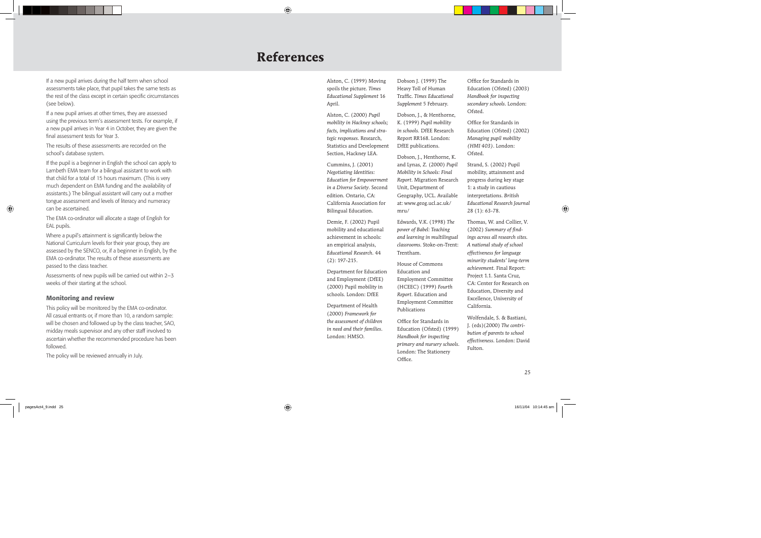If a new pupil arrives during the half term when school assessments take place, that pupil takes the same tests as the rest of the class except in certain specific circumstances (see below).

If a new pupil arrives at other times, they are assessed using the previous term's assessment tests. For example, if a new pupil arrives in Year 4 in October, they are given the final assessment tests for Year 3.

The results of these assessments are recorded on the school's database system.

If the pupil is a beginner in English the school can apply to Lambeth EMA team for a bilingual assistant to work with that child for a total of 15 hours maximum. (This is very much dependent on EMA funding and the availability of assistants.) The bilingual assistant will carry out a mother tongue assessment and levels of literacy and numeracy can be ascertained.

The EMA co-ordinator will allocate a stage of English for EAL pupils.

Where a pupil's attainment is significantly below the National Curriculum levels for their year group, they are assessed by the SENCO, or, if a beginner in English, by the EMA co-ordinator. The results of these assessments are passed to the class teacher.

Assessments of new pupils will be carried out within 2–3 weeks of their starting at the school.

### Monitoring and review

This policy will be monitored by the EMA co-ordinator. All casual entrants or, if more than 10, a random sample: will be chosen and followed up by the class teacher, SAO, midday meals supervisor and any other staff involved to ascertain whether the recommended procedure has been followed.

The policy will be reviewed annually in July.

# References

Alston, C. (1999) Moving spoils the picture. *Times Educational Supplement* 16 April.

Alston, C. (2000) *Pupil mobility in Hackney schools; facts, implications and strategic responses*. Research, Statistics and Development Section, Hackney LEA.

Cummins, J. (2001) *Negotiating Identities: Education for Empowerment in a Diverse Society*. Second edition. Ontario, CA: California Association for Bilingual Education.

Demie, F. (2002) Pupil mobility and educational achievement in schools: an empirical analysis, *Educational Research*. 44 (2): 197-215.

Department for Education and Employment (DfEE) (2000) Pupil mobility in schools. London: DfEE

Department of Health (2000) *Framework for the assessment of children in need and their families*. London: HMSO.

Dobson J. (1999) The Heavy Toll of Human Traffic. *Times Educational Supplement* 5 February.

Dobson, J., & Henthorne, K. (1999) *Pupil mobility in schools*. DfEE Research Report RR168. London: DfEE publications.

Dobson, J., Henthorne, K. and Lynas, Z. (2000) *Pupil Mobility in Schools: Final Report*. Migration Research Unit, Department of Geography, UCL. Available at: www.geog.ucl.ac.uk/mru/

Edwards, V.K. (1998) *The power of Babel: Teaching and learning in multilingual classrooms*. Stoke-on-Trent: Trentham.

House of Commons Education and Employment Committee (HCEEC) (1999) *Fourth Report*. Education and Employment Committee Publications

Office for Standards in Education (Ofsted) (1999) *Handbook for inspecting primary and nursery schools*. London: The Stationery Office.

Office for Standards in Education (Ofsted) (2003) *Handbook for inspecting secondary schools*. London: Ofsted.

Office for Standards in Education (Ofsted) (2002) *Managing pupil mobility (HMI 403)*. London: Ofsted.

Strand, S. (2002) Pupil mobility, attainment and progress during key stage 1: a study in cautious interpretations. *British Educational Research Journal* 28 (1): 63-78.

Thomas, W. and Collier, V. (2002) *Summary of findings across all research sites. A national study of school effectiveness for language minority students' long-term achievement*. Final Report: Project 1.1. Santa Cruz, CA: Center for Research on Education, Diversity and Excellence, University of California.

Wolfendale, S. & Bastiani, J. (eds)(2000) *The contribution of parents to school effectiveness*. London: David Fulton.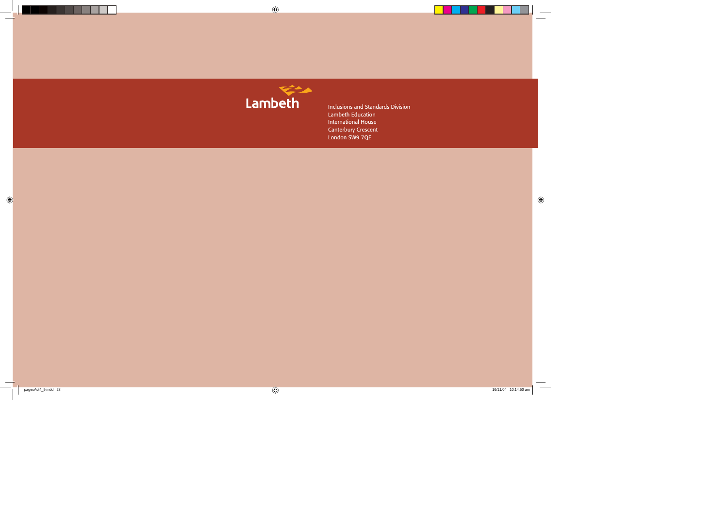Lambeth

Inclusions and Standards Division
Lambeth Education
International House
Canterbury Crescent
London SW9 7QE